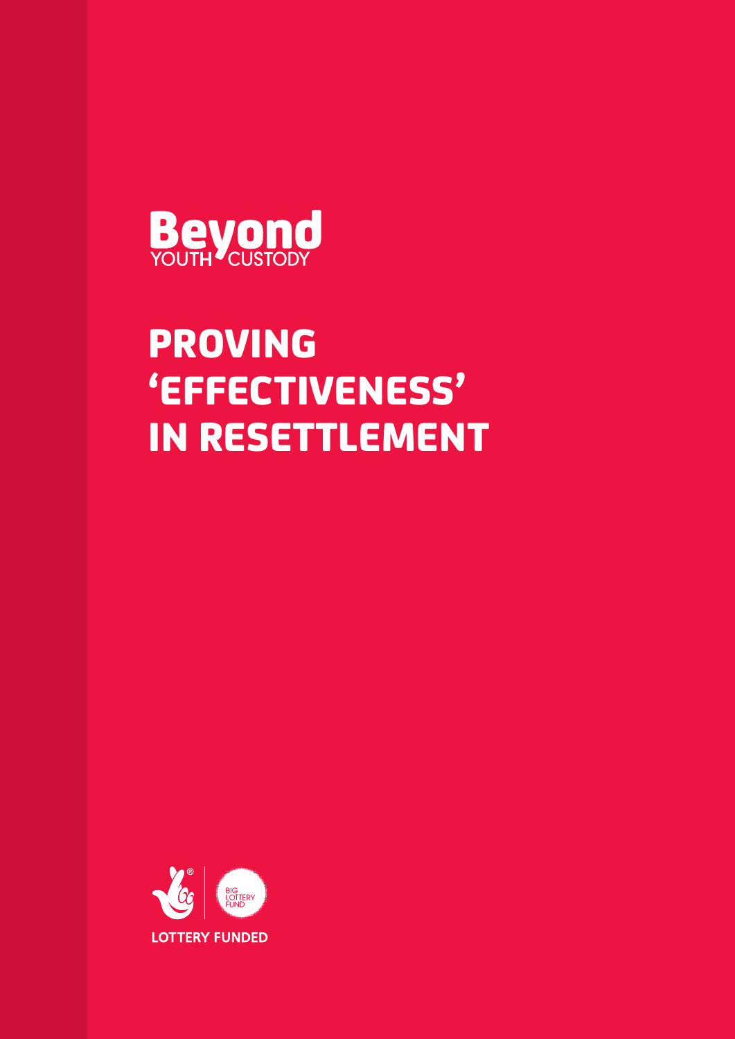Beyond YOUTH CUSTODY

# PROVING 'EFFECTIVENESS' IN RESETTLEMENT

BIG LOTTERY FUND

LOTTERY FUNDED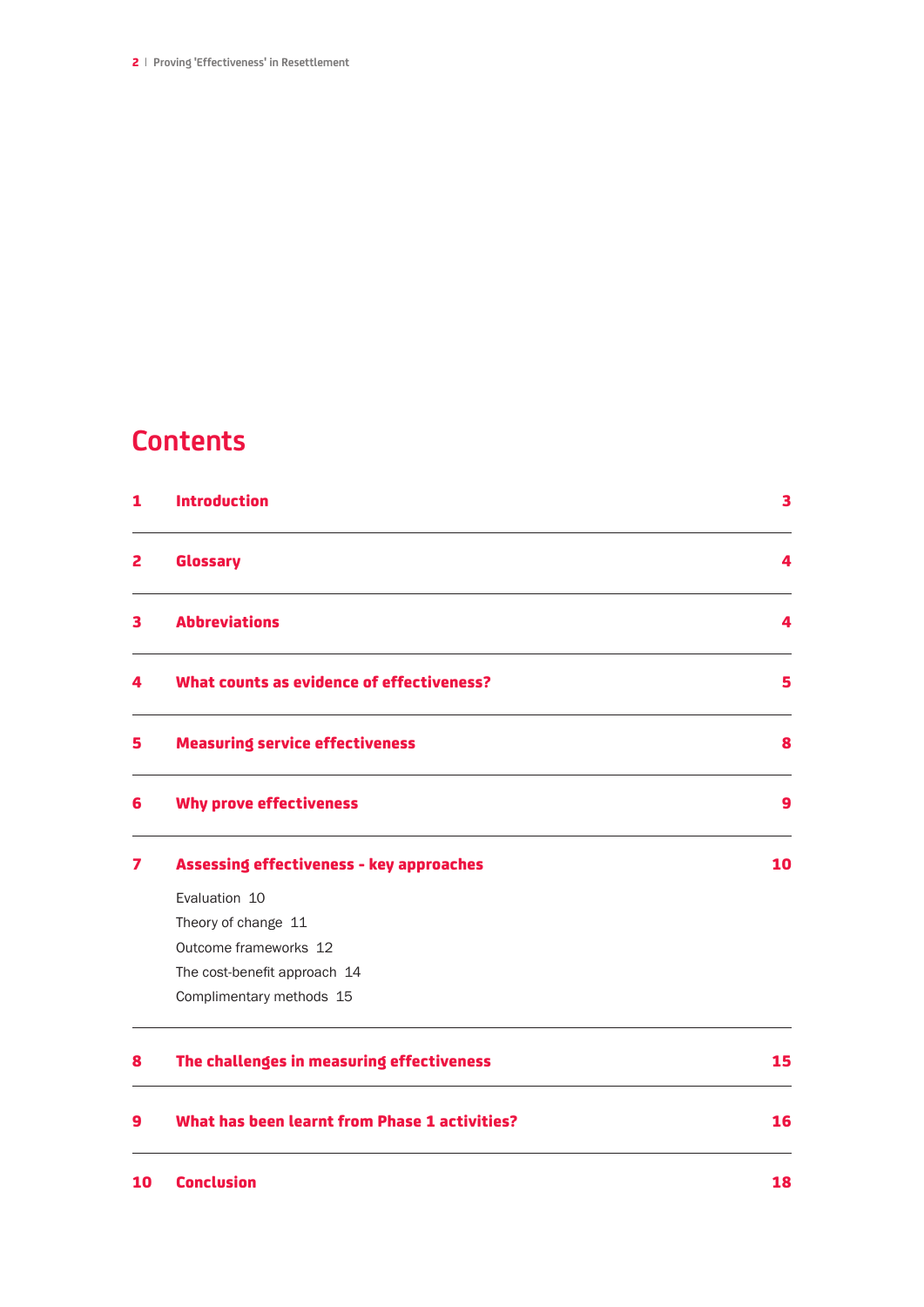# Contents

| | | |
|---|---|---|
| **1** | **Introduction** | **3** |
| **2** | **Glossary** | **4** |
| **3** | **Abbreviations** | **4** |
| **4** | **What counts as evidence of effectiveness?** | **5** |
| **5** | **Measuring service effectiveness** | **8** |
| **6** | **Why prove effectiveness** | **9** |
| **7** | **Assessing effectiveness - key approaches** | **10** |
| | Evaluation 10 | |
| | Theory of change 11 | |
| | Outcome frameworks 12 | |
| | The cost-benefit approach 14 | |
| | Complimentary methods 15 | |
| **8** | **The challenges in measuring effectiveness** | **15** |
| **9** | **What has been learnt from Phase 1 activities?** | **16** |
| **10** | **Conclusion** | **18** |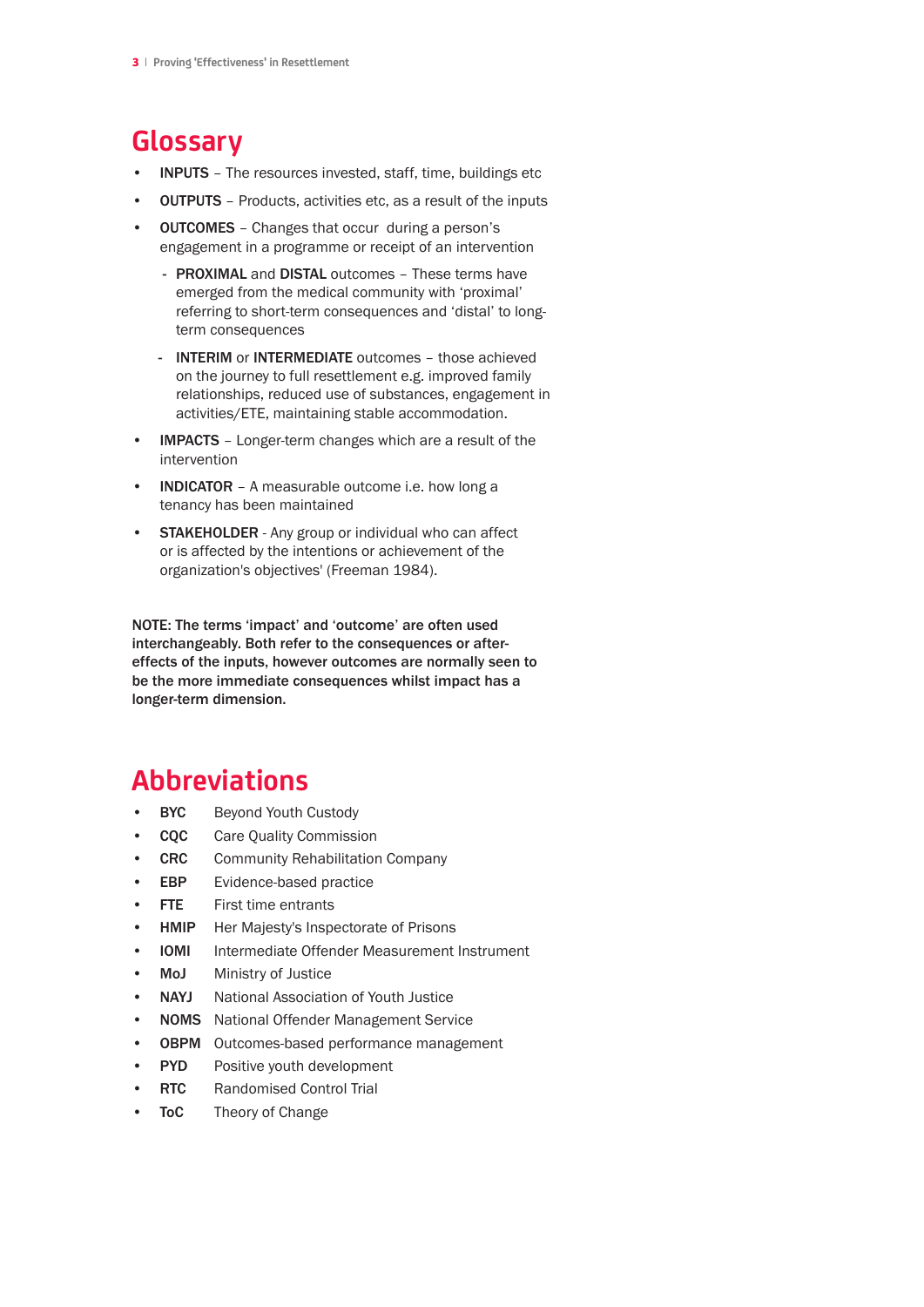## Glossary

- **INPUTS** – The resources invested, staff, time, buildings etc
- **OUTPUTS** – Products, activities etc, as a result of the inputs
- **OUTCOMES** – Changes that occur during a person's engagement in a programme or receipt of an intervention
  - **PROXIMAL** and **DISTAL** outcomes – These terms have emerged from the medical community with 'proximal' referring to short-term consequences and 'distal' to long-term consequences
  - **INTERIM** or **INTERMEDIATE** outcomes – those achieved on the journey to full resettlement e.g. improved family relationships, reduced use of substances, engagement in activities/ETE, maintaining stable accommodation.
- **IMPACTS** – Longer-term changes which are a result of the intervention
- **INDICATOR** – A measurable outcome i.e. how long a tenancy has been maintained
- **STAKEHOLDER** - Any group or individual who can affect or is affected by the intentions or achievement of the organization's objectives' (Freeman 1984).

**NOTE: The terms 'impact' and 'outcome' are often used interchangeably. Both refer to the consequences or after-effects of the inputs, however outcomes are normally seen to be the more immediate consequences whilst impact has a longer-term dimension.**

## Abbreviations

- **BYC** Beyond Youth Custody
- **CQC** Care Quality Commission
- **CRC** Community Rehabilitation Company
- **EBP** Evidence-based practice
- **FTE** First time entrants
- **HMIP** Her Majesty's Inspectorate of Prisons
- **IOMI** Intermediate Offender Measurement Instrument
- **MoJ** Ministry of Justice
- **NAYJ** National Association of Youth Justice
- **NOMS** National Offender Management Service
- **OBPM** Outcomes-based performance management
- **PYD** Positive youth development
- **RTC** Randomised Control Trial
- **ToC** Theory of Change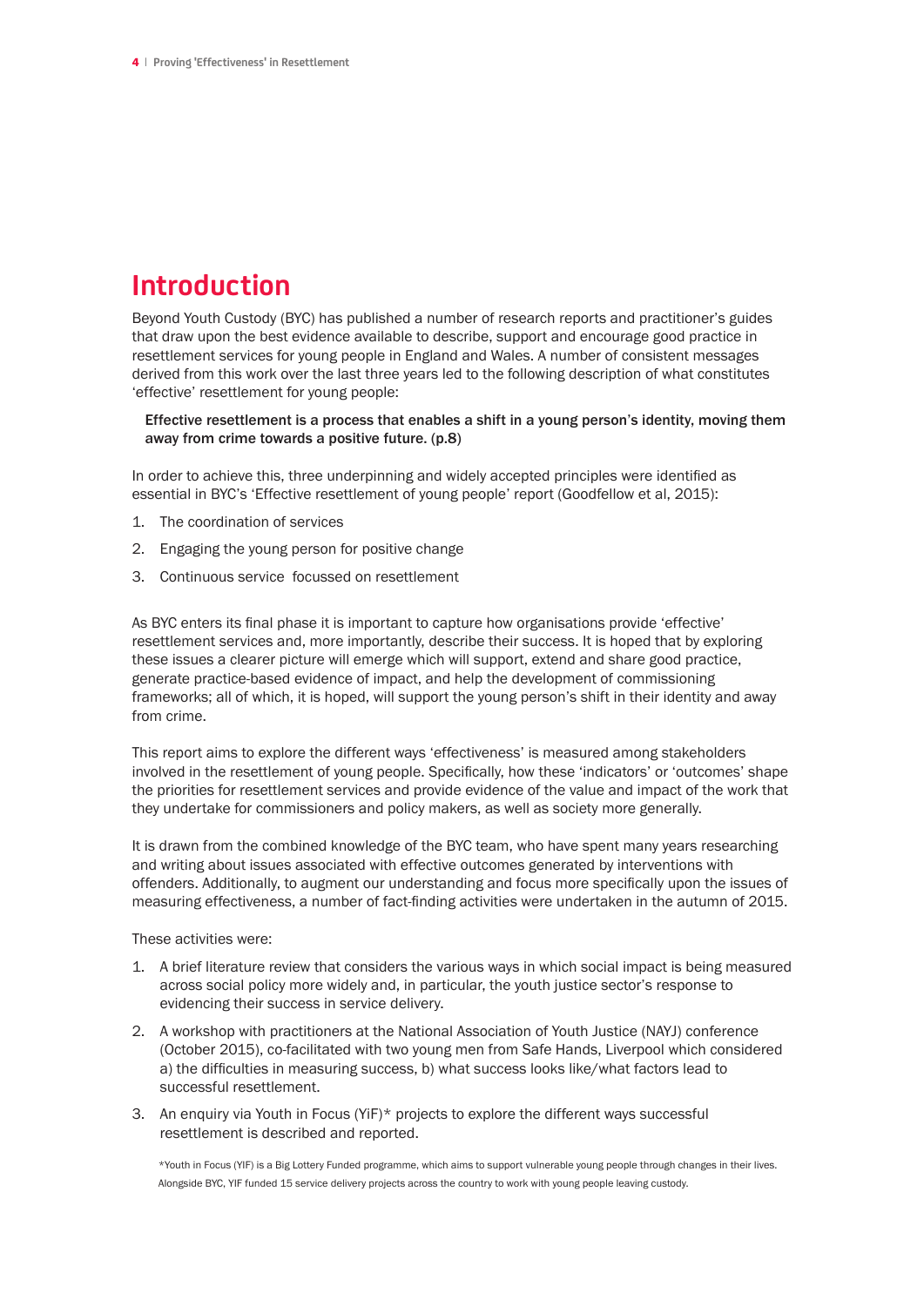# Introduction

Beyond Youth Custody (BYC) has published a number of research reports and practitioner's guides that draw upon the best evidence available to describe, support and encourage good practice in resettlement services for young people in England and Wales. A number of consistent messages derived from this work over the last three years led to the following description of what constitutes 'effective' resettlement for young people:

> **Effective resettlement is a process that enables a shift in a young person's identity, moving them away from crime towards a positive future. (p.8)**

In order to achieve this, three underpinning and widely accepted principles were identified as essential in BYC's 'Effective resettlement of young people' report (Goodfellow et al, 2015):

1. The coordination of services
2. Engaging the young person for positive change
3. Continuous service focussed on resettlement

As BYC enters its final phase it is important to capture how organisations provide 'effective' resettlement services and, more importantly, describe their success. It is hoped that by exploring these issues a clearer picture will emerge which will support, extend and share good practice, generate practice-based evidence of impact, and help the development of commissioning frameworks; all of which, it is hoped, will support the young person's shift in their identity and away from crime.

This report aims to explore the different ways 'effectiveness' is measured among stakeholders involved in the resettlement of young people. Specifically, how these 'indicators' or 'outcomes' shape the priorities for resettlement services and provide evidence of the value and impact of the work that they undertake for commissioners and policy makers, as well as society more generally.

It is drawn from the combined knowledge of the BYC team, who have spent many years researching and writing about issues associated with effective outcomes generated by interventions with offenders. Additionally, to augment our understanding and focus more specifically upon the issues of measuring effectiveness, a number of fact-finding activities were undertaken in the autumn of 2015.

These activities were:

1. A brief literature review that considers the various ways in which social impact is being measured across social policy more widely and, in particular, the youth justice sector's response to evidencing their success in service delivery.
2. A workshop with practitioners at the National Association of Youth Justice (NAYJ) conference (October 2015), co-facilitated with two young men from Safe Hands, Liverpool which considered a) the difficulties in measuring success, b) what success looks like/what factors lead to successful resettlement.
3. An enquiry via Youth in Focus (YiF)* projects to explore the different ways successful resettlement is described and reported.

*Youth in Focus (YIF) is a Big Lottery Funded programme, which aims to support vulnerable young people through changes in their lives. Alongside BYC, YIF funded 15 service delivery projects across the country to work with young people leaving custody.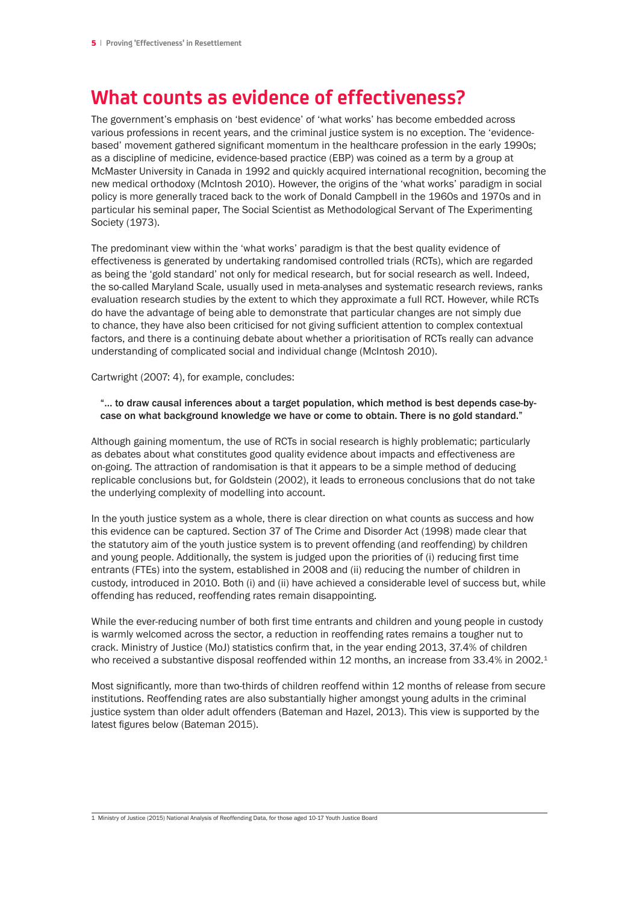# What counts as evidence of effectiveness?

The government's emphasis on 'best evidence' of 'what works' has become embedded across various professions in recent years, and the criminal justice system is no exception. The 'evidence-based' movement gathered significant momentum in the healthcare profession in the early 1990s; as a discipline of medicine, evidence-based practice (EBP) was coined as a term by a group at McMaster University in Canada in 1992 and quickly acquired international recognition, becoming the new medical orthodoxy (McIntosh 2010). However, the origins of the 'what works' paradigm in social policy is more generally traced back to the work of Donald Campbell in the 1960s and 1970s and in particular his seminal paper, The Social Scientist as Methodological Servant of The Experimenting Society (1973).

The predominant view within the 'what works' paradigm is that the best quality evidence of effectiveness is generated by undertaking randomised controlled trials (RCTs), which are regarded as being the 'gold standard' not only for medical research, but for social research as well. Indeed, the so-called Maryland Scale, usually used in meta-analyses and systematic research reviews, ranks evaluation research studies by the extent to which they approximate a full RCT. However, while RCTs do have the advantage of being able to demonstrate that particular changes are not simply due to chance, they have also been criticised for not giving sufficient attention to complex contextual factors, and there is a continuing debate about whether a prioritisation of RCTs really can advance understanding of complicated social and individual change (McIntosh 2010).

Cartwright (2007: 4), for example, concludes:

> **"… to draw causal inferences about a target population, which method is best depends case-by-case on what background knowledge we have or come to obtain. There is no gold standard."**

Although gaining momentum, the use of RCTs in social research is highly problematic; particularly as debates about what constitutes good quality evidence about impacts and effectiveness are on-going. The attraction of randomisation is that it appears to be a simple method of deducing replicable conclusions but, for Goldstein (2002), it leads to erroneous conclusions that do not take the underlying complexity of modelling into account.

In the youth justice system as a whole, there is clear direction on what counts as success and how this evidence can be captured. Section 37 of The Crime and Disorder Act (1998) made clear that the statutory aim of the youth justice system is to prevent offending (and reoffending) by children and young people. Additionally, the system is judged upon the priorities of (i) reducing first time entrants (FTEs) into the system, established in 2008 and (ii) reducing the number of children in custody, introduced in 2010. Both (i) and (ii) have achieved a considerable level of success but, while offending has reduced, reoffending rates remain disappointing.

While the ever-reducing number of both first time entrants and children and young people in custody is warmly welcomed across the sector, a reduction in reoffending rates remains a tougher nut to crack. Ministry of Justice (MoJ) statistics confirm that, in the year ending 2013, 37.4% of children who received a substantive disposal reoffended within 12 months, an increase from 33.4% in 2002.[1]

Most significantly, more than two-thirds of children reoffend within 12 months of release from secure institutions. Reoffending rates are also substantially higher amongst young adults in the criminal justice system than older adult offenders (Bateman and Hazel, 2013). This view is supported by the latest figures below (Bateman 2015).

---

1 Ministry of Justice (2015) National Analysis of Reoffending Data, for those aged 10-17 Youth Justice Board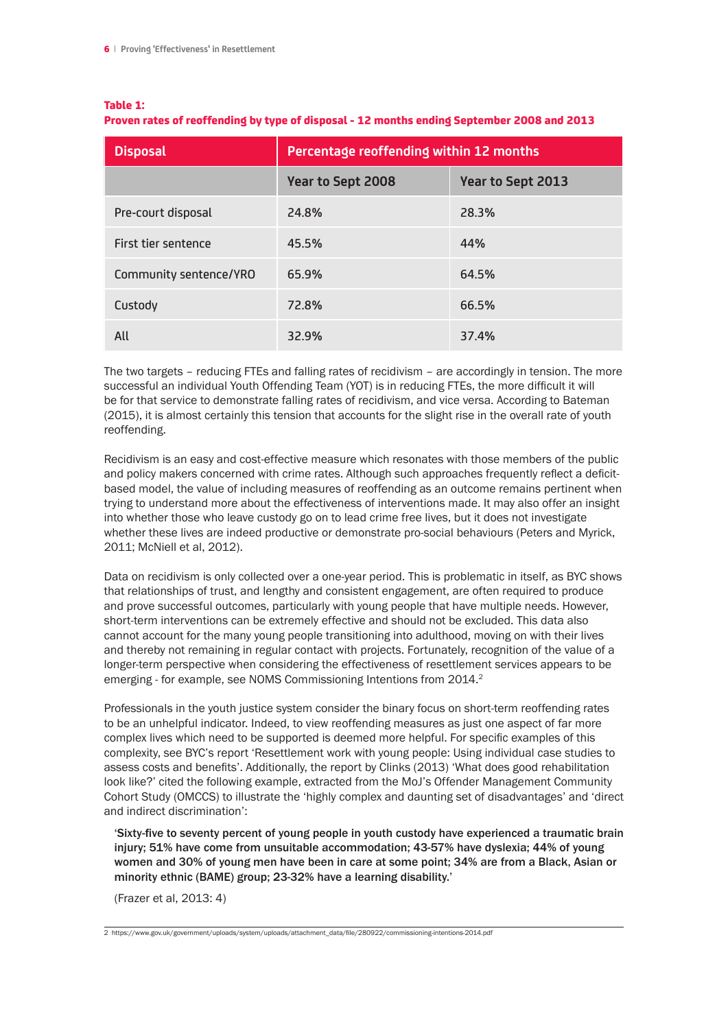**Table 1:**
**Proven rates of reoffending by type of disposal - 12 months ending September 2008 and 2013**

| Disposal | Percentage reoffending within 12 months | |
|---|---|---|
| | Year to Sept 2008 | Year to Sept 2013 |
| Pre-court disposal | 24.8% | 28.3% |
| First tier sentence | 45.5% | 44% |
| Community sentence/YRO | 65.9% | 64.5% |
| Custody | 72.8% | 66.5% |
| All | 32.9% | 37.4% |

The two targets – reducing FTEs and falling rates of recidivism – are accordingly in tension. The more successful an individual Youth Offending Team (YOT) is in reducing FTEs, the more difficult it will be for that service to demonstrate falling rates of recidivism, and vice versa. According to Bateman (2015), it is almost certainly this tension that accounts for the slight rise in the overall rate of youth reoffending.

Recidivism is an easy and cost-effective measure which resonates with those members of the public and policy makers concerned with crime rates. Although such approaches frequently reflect a deficit-based model, the value of including measures of reoffending as an outcome remains pertinent when trying to understand more about the effectiveness of interventions made. It may also offer an insight into whether those who leave custody go on to lead crime free lives, but it does not investigate whether these lives are indeed productive or demonstrate pro-social behaviours (Peters and Myrick, 2011; McNiell et al, 2012).

Data on recidivism is only collected over a one-year period. This is problematic in itself, as BYC shows that relationships of trust, and lengthy and consistent engagement, are often required to produce and prove successful outcomes, particularly with young people that have multiple needs. However, short-term interventions can be extremely effective and should not be excluded. This data also cannot account for the many young people transitioning into adulthood, moving on with their lives and thereby not remaining in regular contact with projects. Fortunately, recognition of the value of a longer-term perspective when considering the effectiveness of resettlement services appears to be emerging - for example, see NOMS Commissioning Intentions from 2014.[2]

Professionals in the youth justice system consider the binary focus on short-term reoffending rates to be an unhelpful indicator. Indeed, to view reoffending measures as just one aspect of far more complex lives which need to be supported is deemed more helpful. For specific examples of this complexity, see BYC's report 'Resettlement work with young people: Using individual case studies to assess costs and benefits'. Additionally, the report by Clinks (2013) 'What does good rehabilitation look like?' cited the following example, extracted from the MoJ's Offender Management Community Cohort Study (OMCCS) to illustrate the 'highly complex and daunting set of disadvantages' and 'direct and indirect discrimination':

> **'Sixty-five to seventy percent of young people in youth custody have experienced a traumatic brain injury; 51% have come from unsuitable accommodation; 43-57% have dyslexia; 44% of young women and 30% of young men have been in care at some point; 34% are from a Black, Asian or minority ethnic (BAME) group; 23-32% have a learning disability.'**
>
> (Frazer et al, 2013: 4)

2 https://www.gov.uk/government/uploads/system/uploads/attachment_data/file/280922/commissioning-intentions-2014.pdf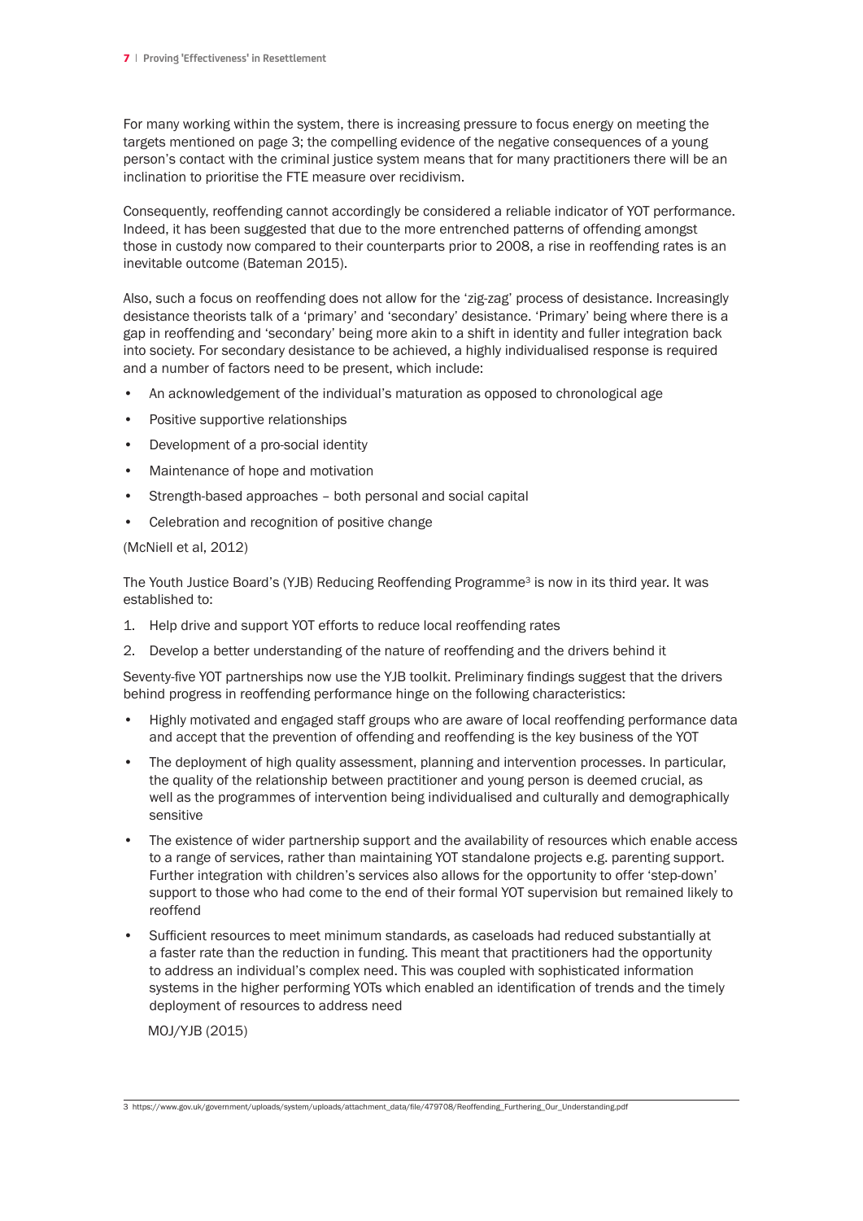For many working within the system, there is increasing pressure to focus energy on meeting the targets mentioned on page 3; the compelling evidence of the negative consequences of a young person's contact with the criminal justice system means that for many practitioners there will be an inclination to prioritise the FTE measure over recidivism.

Consequently, reoffending cannot accordingly be considered a reliable indicator of YOT performance. Indeed, it has been suggested that due to the more entrenched patterns of offending amongst those in custody now compared to their counterparts prior to 2008, a rise in reoffending rates is an inevitable outcome (Bateman 2015).

Also, such a focus on reoffending does not allow for the 'zig-zag' process of desistance. Increasingly desistance theorists talk of a 'primary' and 'secondary' desistance. 'Primary' being where there is a gap in reoffending and 'secondary' being more akin to a shift in identity and fuller integration back into society. For secondary desistance to be achieved, a highly individualised response is required and a number of factors need to be present, which include:

- An acknowledgement of the individual's maturation as opposed to chronological age
- Positive supportive relationships
- Development of a pro-social identity
- Maintenance of hope and motivation
- Strength-based approaches – both personal and social capital
- Celebration and recognition of positive change

(McNiell et al, 2012)

The Youth Justice Board's (YJB) Reducing Reoffending Programme[3] is now in its third year. It was established to:

1. Help drive and support YOT efforts to reduce local reoffending rates
2. Develop a better understanding of the nature of reoffending and the drivers behind it

Seventy-five YOT partnerships now use the YJB toolkit. Preliminary findings suggest that the drivers behind progress in reoffending performance hinge on the following characteristics:

- Highly motivated and engaged staff groups who are aware of local reoffending performance data and accept that the prevention of offending and reoffending is the key business of the YOT
- The deployment of high quality assessment, planning and intervention processes. In particular, the quality of the relationship between practitioner and young person is deemed crucial, as well as the programmes of intervention being individualised and culturally and demographically sensitive
- The existence of wider partnership support and the availability of resources which enable access to a range of services, rather than maintaining YOT standalone projects e.g. parenting support. Further integration with children's services also allows for the opportunity to offer 'step-down' support to those who had come to the end of their formal YOT supervision but remained likely to reoffend
- Sufficient resources to meet minimum standards, as caseloads had reduced substantially at a faster rate than the reduction in funding. This meant that practitioners had the opportunity to address an individual's complex need. This was coupled with sophisticated information systems in the higher performing YOTs which enabled an identification of trends and the timely deployment of resources to address need

MOJ/YJB (2015)

3 https://www.gov.uk/government/uploads/system/uploads/attachment_data/file/479708/Reoffending_Furthering_Our_Understanding.pdf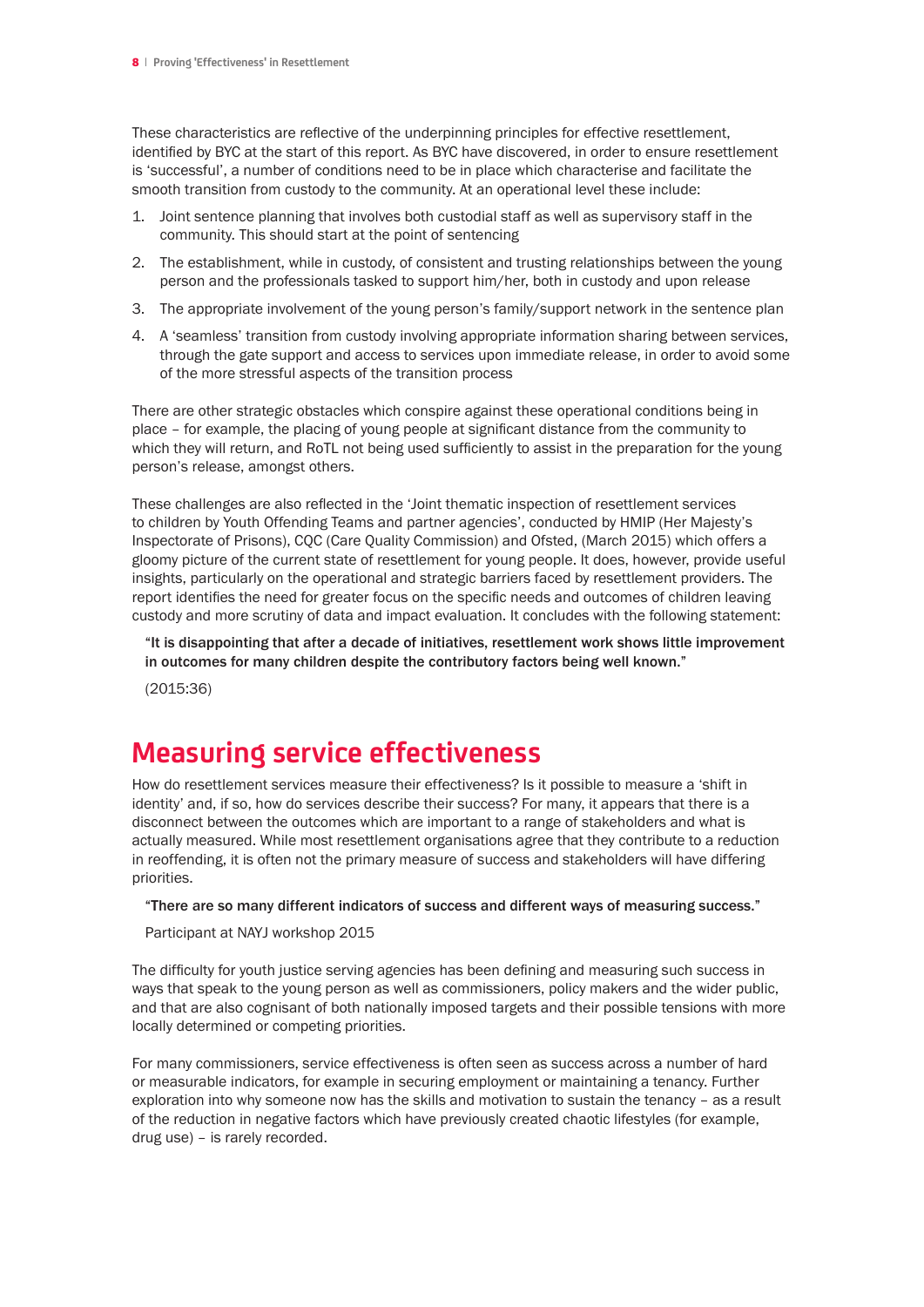These characteristics are reflective of the underpinning principles for effective resettlement, identified by BYC at the start of this report. As BYC have discovered, in order to ensure resettlement is 'successful', a number of conditions need to be in place which characterise and facilitate the smooth transition from custody to the community. At an operational level these include:

1. Joint sentence planning that involves both custodial staff as well as supervisory staff in the community. This should start at the point of sentencing
2. The establishment, while in custody, of consistent and trusting relationships between the young person and the professionals tasked to support him/her, both in custody and upon release
3. The appropriate involvement of the young person's family/support network in the sentence plan
4. A 'seamless' transition from custody involving appropriate information sharing between services, through the gate support and access to services upon immediate release, in order to avoid some of the more stressful aspects of the transition process

There are other strategic obstacles which conspire against these operational conditions being in place – for example, the placing of young people at significant distance from the community to which they will return, and RoTL not being used sufficiently to assist in the preparation for the young person's release, amongst others.

These challenges are also reflected in the 'Joint thematic inspection of resettlement services to children by Youth Offending Teams and partner agencies', conducted by HMIP (Her Majesty's Inspectorate of Prisons), CQC (Care Quality Commission) and Ofsted, (March 2015) which offers a gloomy picture of the current state of resettlement for young people. It does, however, provide useful insights, particularly on the operational and strategic barriers faced by resettlement providers. The report identifies the need for greater focus on the specific needs and outcomes of children leaving custody and more scrutiny of data and impact evaluation. It concludes with the following statement:

> "**It is disappointing that after a decade of initiatives, resettlement work shows little improvement in outcomes for many children despite the contributory factors being well known.**"
>
> (2015:36)

## Measuring service effectiveness

How do resettlement services measure their effectiveness? Is it possible to measure a 'shift in identity' and, if so, how do services describe their success? For many, it appears that there is a disconnect between the outcomes which are important to a range of stakeholders and what is actually measured. While most resettlement organisations agree that they contribute to a reduction in reoffending, it is often not the primary measure of success and stakeholders will have differing priorities.

> "**There are so many different indicators of success and different ways of measuring success.**"
>
> Participant at NAYJ workshop 2015

The difficulty for youth justice serving agencies has been defining and measuring such success in ways that speak to the young person as well as commissioners, policy makers and the wider public, and that are also cognisant of both nationally imposed targets and their possible tensions with more locally determined or competing priorities.

For many commissioners, service effectiveness is often seen as success across a number of hard or measurable indicators, for example in securing employment or maintaining a tenancy. Further exploration into why someone now has the skills and motivation to sustain the tenancy – as a result of the reduction in negative factors which have previously created chaotic lifestyles (for example, drug use) – is rarely recorded.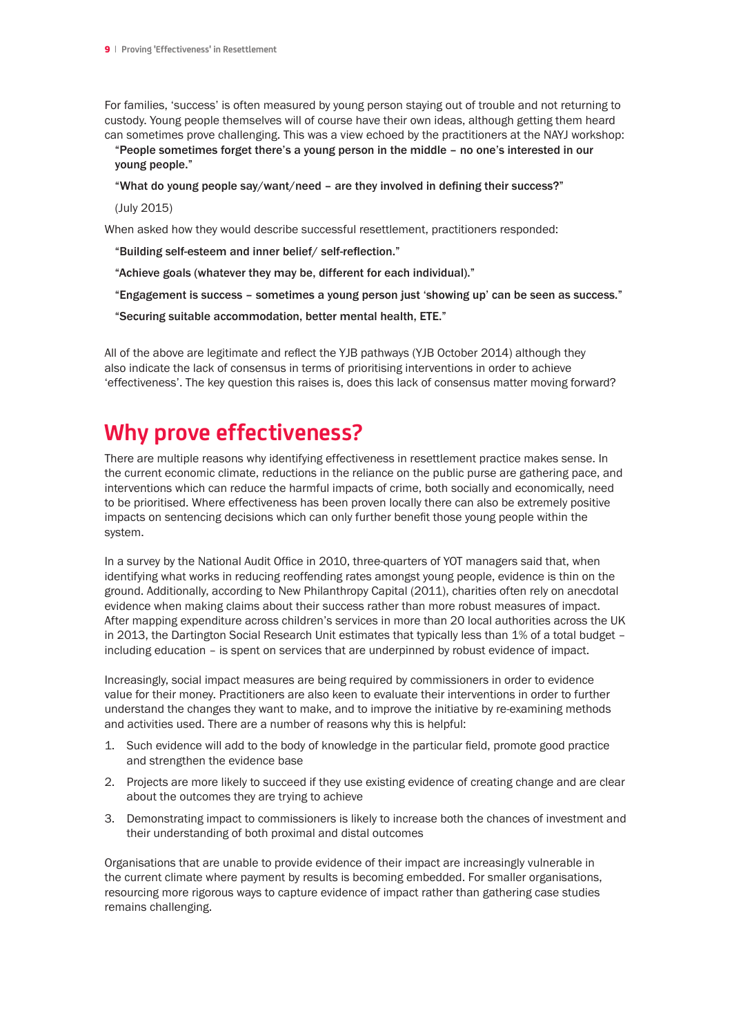For families, 'success' is often measured by young person staying out of trouble and not returning to custody. Young people themselves will of course have their own ideas, although getting them heard can sometimes prove challenging. This was a view echoed by the practitioners at the NAYJ workshop:

> **"People sometimes forget there's a young person in the middle – no one's interested in our young people."**
>
> **"What do young people say/want/need – are they involved in defining their success?"**
>
> (July 2015)

When asked how they would describe successful resettlement, practitioners responded:

> **"Building self-esteem and inner belief/ self-reflection."**
>
> **"Achieve goals (whatever they may be, different for each individual)."**
>
> **"Engagement is success – sometimes a young person just 'showing up' can be seen as success."**
>
> **"Securing suitable accommodation, better mental health, ETE."**

All of the above are legitimate and reflect the YJB pathways (YJB October 2014) although they also indicate the lack of consensus in terms of prioritising interventions in order to achieve 'effectiveness'. The key question this raises is, does this lack of consensus matter moving forward?

## Why prove effectiveness?

There are multiple reasons why identifying effectiveness in resettlement practice makes sense. In the current economic climate, reductions in the reliance on the public purse are gathering pace, and interventions which can reduce the harmful impacts of crime, both socially and economically, need to be prioritised. Where effectiveness has been proven locally there can also be extremely positive impacts on sentencing decisions which can only further benefit those young people within the system.

In a survey by the National Audit Office in 2010, three-quarters of YOT managers said that, when identifying what works in reducing reoffending rates amongst young people, evidence is thin on the ground. Additionally, according to New Philanthropy Capital (2011), charities often rely on anecdotal evidence when making claims about their success rather than more robust measures of impact. After mapping expenditure across children's services in more than 20 local authorities across the UK in 2013, the Dartington Social Research Unit estimates that typically less than 1% of a total budget – including education – is spent on services that are underpinned by robust evidence of impact.

Increasingly, social impact measures are being required by commissioners in order to evidence value for their money. Practitioners are also keen to evaluate their interventions in order to further understand the changes they want to make, and to improve the initiative by re-examining methods and activities used. There are a number of reasons why this is helpful:

1. Such evidence will add to the body of knowledge in the particular field, promote good practice and strengthen the evidence base
2. Projects are more likely to succeed if they use existing evidence of creating change and are clear about the outcomes they are trying to achieve
3. Demonstrating impact to commissioners is likely to increase both the chances of investment and their understanding of both proximal and distal outcomes

Organisations that are unable to provide evidence of their impact are increasingly vulnerable in the current climate where payment by results is becoming embedded. For smaller organisations, resourcing more rigorous ways to capture evidence of impact rather than gathering case studies remains challenging.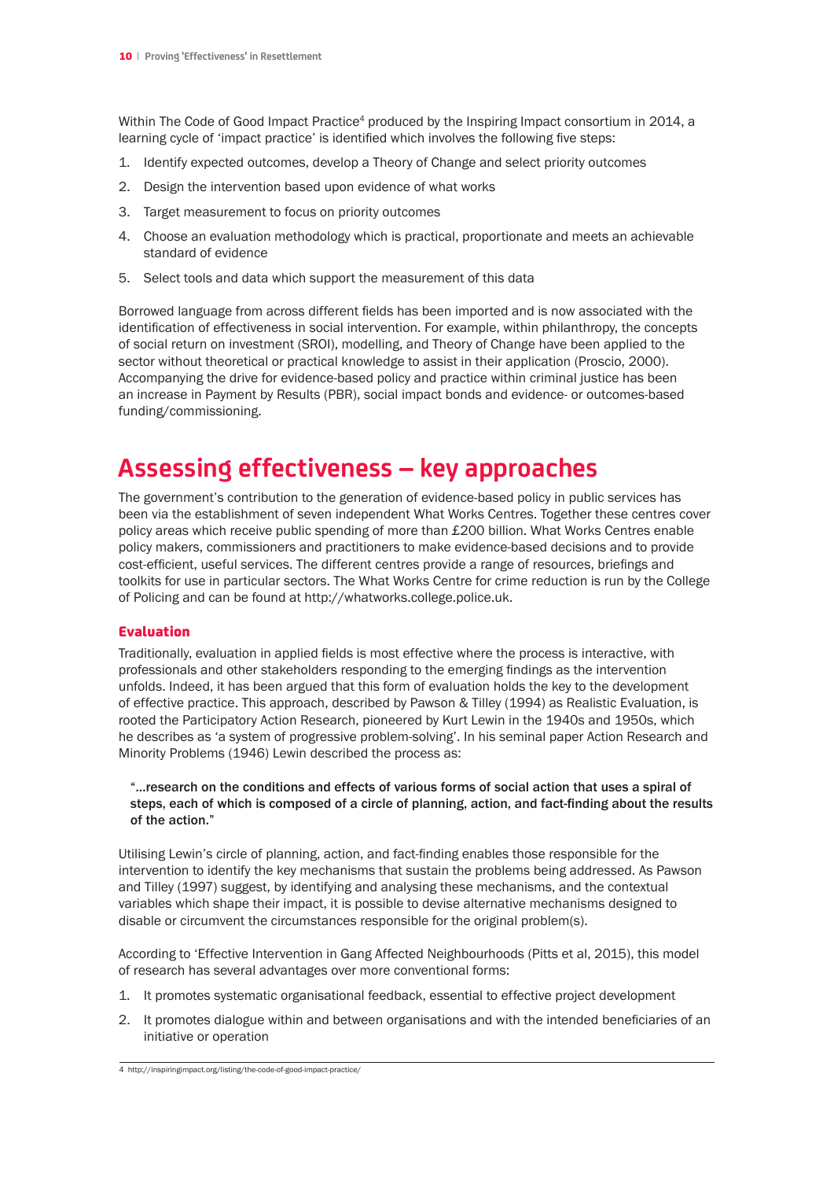Within The Code of Good Impact Practice[4] produced by the Inspiring Impact consortium in 2014, a learning cycle of 'impact practice' is identified which involves the following five steps:

1. Identify expected outcomes, develop a Theory of Change and select priority outcomes
2. Design the intervention based upon evidence of what works
3. Target measurement to focus on priority outcomes
4. Choose an evaluation methodology which is practical, proportionate and meets an achievable standard of evidence
5. Select tools and data which support the measurement of this data

Borrowed language from across different fields has been imported and is now associated with the identification of effectiveness in social intervention. For example, within philanthropy, the concepts of social return on investment (SROI), modelling, and Theory of Change have been applied to the sector without theoretical or practical knowledge to assist in their application (Proscio, 2000). Accompanying the drive for evidence-based policy and practice within criminal justice has been an increase in Payment by Results (PBR), social impact bonds and evidence- or outcomes-based funding/commissioning.

## Assessing effectiveness – key approaches

The government's contribution to the generation of evidence-based policy in public services has been via the establishment of seven independent What Works Centres. Together these centres cover policy areas which receive public spending of more than £200 billion. What Works Centres enable policy makers, commissioners and practitioners to make evidence-based decisions and to provide cost-efficient, useful services. The different centres provide a range of resources, briefings and toolkits for use in particular sectors. The What Works Centre for crime reduction is run by the College of Policing and can be found at http://whatworks.college.police.uk.

### Evaluation

Traditionally, evaluation in applied fields is most effective where the process is interactive, with professionals and other stakeholders responding to the emerging findings as the intervention unfolds. Indeed, it has been argued that this form of evaluation holds the key to the development of effective practice. This approach, described by Pawson & Tilley (1994) as Realistic Evaluation, is rooted the Participatory Action Research, pioneered by Kurt Lewin in the 1940s and 1950s, which he describes as 'a system of progressive problem-solving'. In his seminal paper Action Research and Minority Problems (1946) Lewin described the process as:

> **"…research on the conditions and effects of various forms of social action that uses a spiral of steps, each of which is composed of a circle of planning, action, and fact-finding about the results of the action."**

Utilising Lewin's circle of planning, action, and fact-finding enables those responsible for the intervention to identify the key mechanisms that sustain the problems being addressed. As Pawson and Tilley (1997) suggest, by identifying and analysing these mechanisms, and the contextual variables which shape their impact, it is possible to devise alternative mechanisms designed to disable or circumvent the circumstances responsible for the original problem(s).

According to 'Effective Intervention in Gang Affected Neighbourhoods (Pitts et al, 2015), this model of research has several advantages over more conventional forms:

1. It promotes systematic organisational feedback, essential to effective project development
2. It promotes dialogue within and between organisations and with the intended beneficiaries of an initiative or operation

4 http://inspiringimpact.org/listing/the-code-of-good-impact-practice/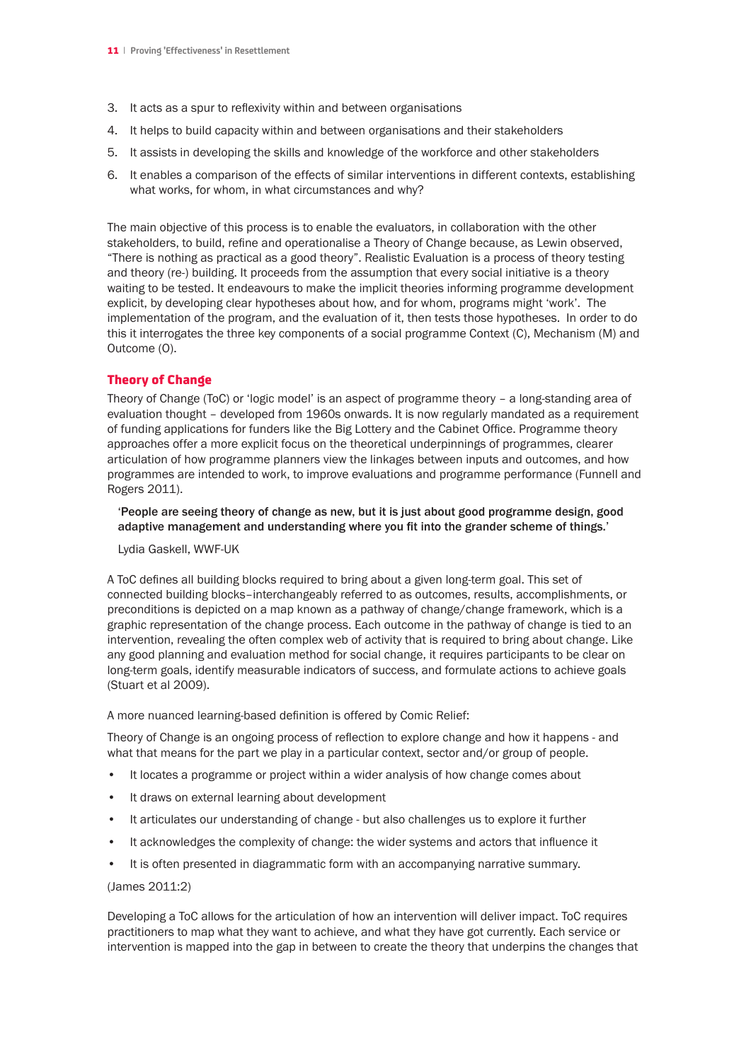3. It acts as a spur to reflexivity within and between organisations
4. It helps to build capacity within and between organisations and their stakeholders
5. It assists in developing the skills and knowledge of the workforce and other stakeholders
6. It enables a comparison of the effects of similar interventions in different contexts, establishing what works, for whom, in what circumstances and why?

The main objective of this process is to enable the evaluators, in collaboration with the other stakeholders, to build, refine and operationalise a Theory of Change because, as Lewin observed, "There is nothing as practical as a good theory". Realistic Evaluation is a process of theory testing and theory (re-) building. It proceeds from the assumption that every social initiative is a theory waiting to be tested. It endeavours to make the implicit theories informing programme development explicit, by developing clear hypotheses about how, and for whom, programs might 'work'. The implementation of the program, and the evaluation of it, then tests those hypotheses. In order to do this it interrogates the three key components of a social programme Context (C), Mechanism (M) and Outcome (O).

## Theory of Change

Theory of Change (ToC) or 'logic model' is an aspect of programme theory – a long-standing area of evaluation thought – developed from 1960s onwards. It is now regularly mandated as a requirement of funding applications for funders like the Big Lottery and the Cabinet Office. Programme theory approaches offer a more explicit focus on the theoretical underpinnings of programmes, clearer articulation of how programme planners view the linkages between inputs and outcomes, and how programmes are intended to work, to improve evaluations and programme performance (Funnell and Rogers 2011).

> '**People are seeing theory of change as new, but it is just about good programme design, good adaptive management and understanding where you fit into the grander scheme of things.**'
>
> Lydia Gaskell, WWF-UK

A ToC defines all building blocks required to bring about a given long-term goal. This set of connected building blocks–interchangeably referred to as outcomes, results, accomplishments, or preconditions is depicted on a map known as a pathway of change/change framework, which is a graphic representation of the change process. Each outcome in the pathway of change is tied to an intervention, revealing the often complex web of activity that is required to bring about change. Like any good planning and evaluation method for social change, it requires participants to be clear on long-term goals, identify measurable indicators of success, and formulate actions to achieve goals (Stuart et al 2009).

A more nuanced learning-based definition is offered by Comic Relief:

Theory of Change is an ongoing process of reflection to explore change and how it happens - and what that means for the part we play in a particular context, sector and/or group of people.

- It locates a programme or project within a wider analysis of how change comes about
- It draws on external learning about development
- It articulates our understanding of change - but also challenges us to explore it further
- It acknowledges the complexity of change: the wider systems and actors that influence it
- It is often presented in diagrammatic form with an accompanying narrative summary.

(James 2011:2)

Developing a ToC allows for the articulation of how an intervention will deliver impact. ToC requires practitioners to map what they want to achieve, and what they have got currently. Each service or intervention is mapped into the gap in between to create the theory that underpins the changes that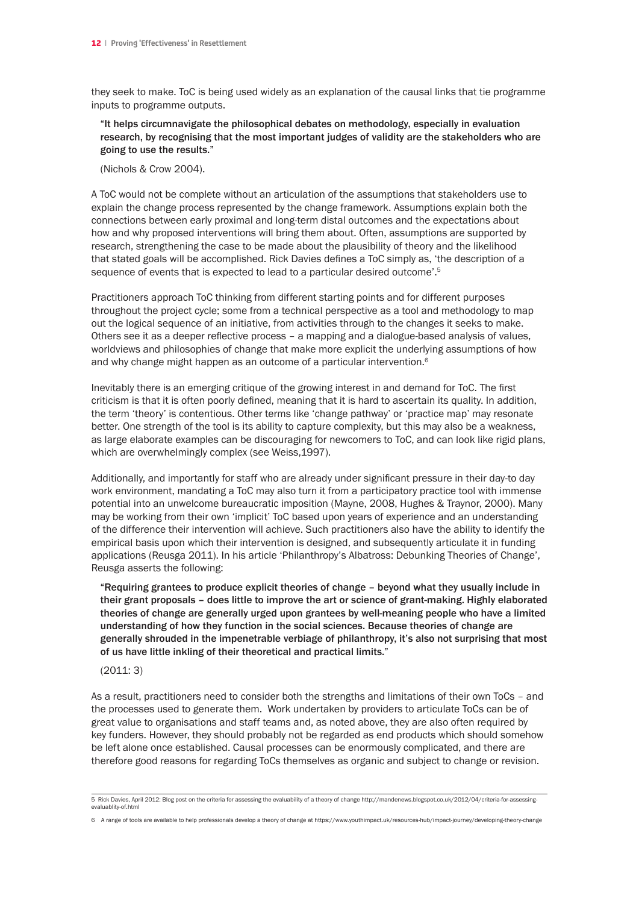they seek to make. ToC is being used widely as an explanation of the causal links that tie programme inputs to programme outputs.

> **"It helps circumnavigate the philosophical debates on methodology, especially in evaluation research, by recognising that the most important judges of validity are the stakeholders who are going to use the results."**
>
> (Nichols & Crow 2004).

A ToC would not be complete without an articulation of the assumptions that stakeholders use to explain the change process represented by the change framework. Assumptions explain both the connections between early proximal and long-term distal outcomes and the expectations about how and why proposed interventions will bring them about. Often, assumptions are supported by research, strengthening the case to be made about the plausibility of theory and the likelihood that stated goals will be accomplished. Rick Davies defines a ToC simply as, 'the description of a sequence of events that is expected to lead to a particular desired outcome'.[5]

Practitioners approach ToC thinking from different starting points and for different purposes throughout the project cycle; some from a technical perspective as a tool and methodology to map out the logical sequence of an initiative, from activities through to the changes it seeks to make. Others see it as a deeper reflective process – a mapping and a dialogue-based analysis of values, worldviews and philosophies of change that make more explicit the underlying assumptions of how and why change might happen as an outcome of a particular intervention.[6]

Inevitably there is an emerging critique of the growing interest in and demand for ToC. The first criticism is that it is often poorly defined, meaning that it is hard to ascertain its quality. In addition, the term 'theory' is contentious. Other terms like 'change pathway' or 'practice map' may resonate better. One strength of the tool is its ability to capture complexity, but this may also be a weakness, as large elaborate examples can be discouraging for newcomers to ToC, and can look like rigid plans, which are overwhelmingly complex (see Weiss,1997).

Additionally, and importantly for staff who are already under significant pressure in their day-to day work environment, mandating a ToC may also turn it from a participatory practice tool with immense potential into an unwelcome bureaucratic imposition (Mayne, 2008, Hughes & Traynor, 2000). Many may be working from their own 'implicit' ToC based upon years of experience and an understanding of the difference their intervention will achieve. Such practitioners also have the ability to identify the empirical basis upon which their intervention is designed, and subsequently articulate it in funding applications (Reusga 2011). In his article 'Philanthropy's Albatross: Debunking Theories of Change', Reusga asserts the following:

> **"Requiring grantees to produce explicit theories of change – beyond what they usually include in their grant proposals – does little to improve the art or science of grant-making. Highly elaborated theories of change are generally urged upon grantees by well-meaning people who have a limited understanding of how they function in the social sciences. Because theories of change are generally shrouded in the impenetrable verbiage of philanthropy, it's also not surprising that most of us have little inkling of their theoretical and practical limits."**
>
> (2011: 3)

As a result, practitioners need to consider both the strengths and limitations of their own ToCs – and the processes used to generate them. Work undertaken by providers to articulate ToCs can be of great value to organisations and staff teams and, as noted above, they are also often required by key funders. However, they should probably not be regarded as end products which should somehow be left alone once established. Causal processes can be enormously complicated, and there are therefore good reasons for regarding ToCs themselves as organic and subject to change or revision.

---

5 Rick Davies, April 2012: Blog post on the criteria for assessing the evaluability of a theory of change http://mandenews.blogspot.co.uk/2012/04/criteria-for-assessing-evaluablity-of.html

6 A range of tools are available to help professionals develop a theory of change at https://www.youthimpact.uk/resources-hub/impact-journey/developing-theory-change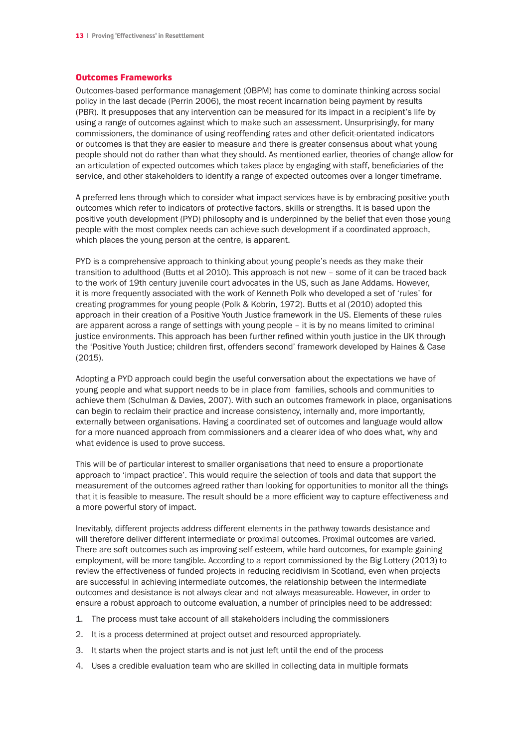## Outcomes Frameworks

Outcomes-based performance management (OBPM) has come to dominate thinking across social policy in the last decade (Perrin 2006), the most recent incarnation being payment by results (PBR). It presupposes that any intervention can be measured for its impact in a recipient's life by using a range of outcomes against which to make such an assessment. Unsurprisingly, for many commissioners, the dominance of using reoffending rates and other deficit-orientated indicators or outcomes is that they are easier to measure and there is greater consensus about what young people should not do rather than what they should. As mentioned earlier, theories of change allow for an articulation of expected outcomes which takes place by engaging with staff, beneficiaries of the service, and other stakeholders to identify a range of expected outcomes over a longer timeframe.

A preferred lens through which to consider what impact services have is by embracing positive youth outcomes which refer to indicators of protective factors, skills or strengths. It is based upon the positive youth development (PYD) philosophy and is underpinned by the belief that even those young people with the most complex needs can achieve such development if a coordinated approach, which places the young person at the centre, is apparent.

PYD is a comprehensive approach to thinking about young people's needs as they make their transition to adulthood (Butts et al 2010). This approach is not new – some of it can be traced back to the work of 19th century juvenile court advocates in the US, such as Jane Addams. However, it is more frequently associated with the work of Kenneth Polk who developed a set of 'rules' for creating programmes for young people (Polk & Kobrin, 1972). Butts et al (2010) adopted this approach in their creation of a Positive Youth Justice framework in the US. Elements of these rules are apparent across a range of settings with young people – it is by no means limited to criminal justice environments. This approach has been further refined within youth justice in the UK through the 'Positive Youth Justice; children first, offenders second' framework developed by Haines & Case (2015).

Adopting a PYD approach could begin the useful conversation about the expectations we have of young people and what support needs to be in place from families, schools and communities to achieve them (Schulman & Davies, 2007). With such an outcomes framework in place, organisations can begin to reclaim their practice and increase consistency, internally and, more importantly, externally between organisations. Having a coordinated set of outcomes and language would allow for a more nuanced approach from commissioners and a clearer idea of who does what, why and what evidence is used to prove success.

This will be of particular interest to smaller organisations that need to ensure a proportionate approach to 'impact practice'. This would require the selection of tools and data that support the measurement of the outcomes agreed rather than looking for opportunities to monitor all the things that it is feasible to measure. The result should be a more efficient way to capture effectiveness and a more powerful story of impact.

Inevitably, different projects address different elements in the pathway towards desistance and will therefore deliver different intermediate or proximal outcomes. Proximal outcomes are varied. There are soft outcomes such as improving self-esteem, while hard outcomes, for example gaining employment, will be more tangible. According to a report commissioned by the Big Lottery (2013) to review the effectiveness of funded projects in reducing recidivism in Scotland, even when projects are successful in achieving intermediate outcomes, the relationship between the intermediate outcomes and desistance is not always clear and not always measureable. However, in order to ensure a robust approach to outcome evaluation, a number of principles need to be addressed:

1. The process must take account of all stakeholders including the commissioners
2. It is a process determined at project outset and resourced appropriately.
3. It starts when the project starts and is not just left until the end of the process
4. Uses a credible evaluation team who are skilled in collecting data in multiple formats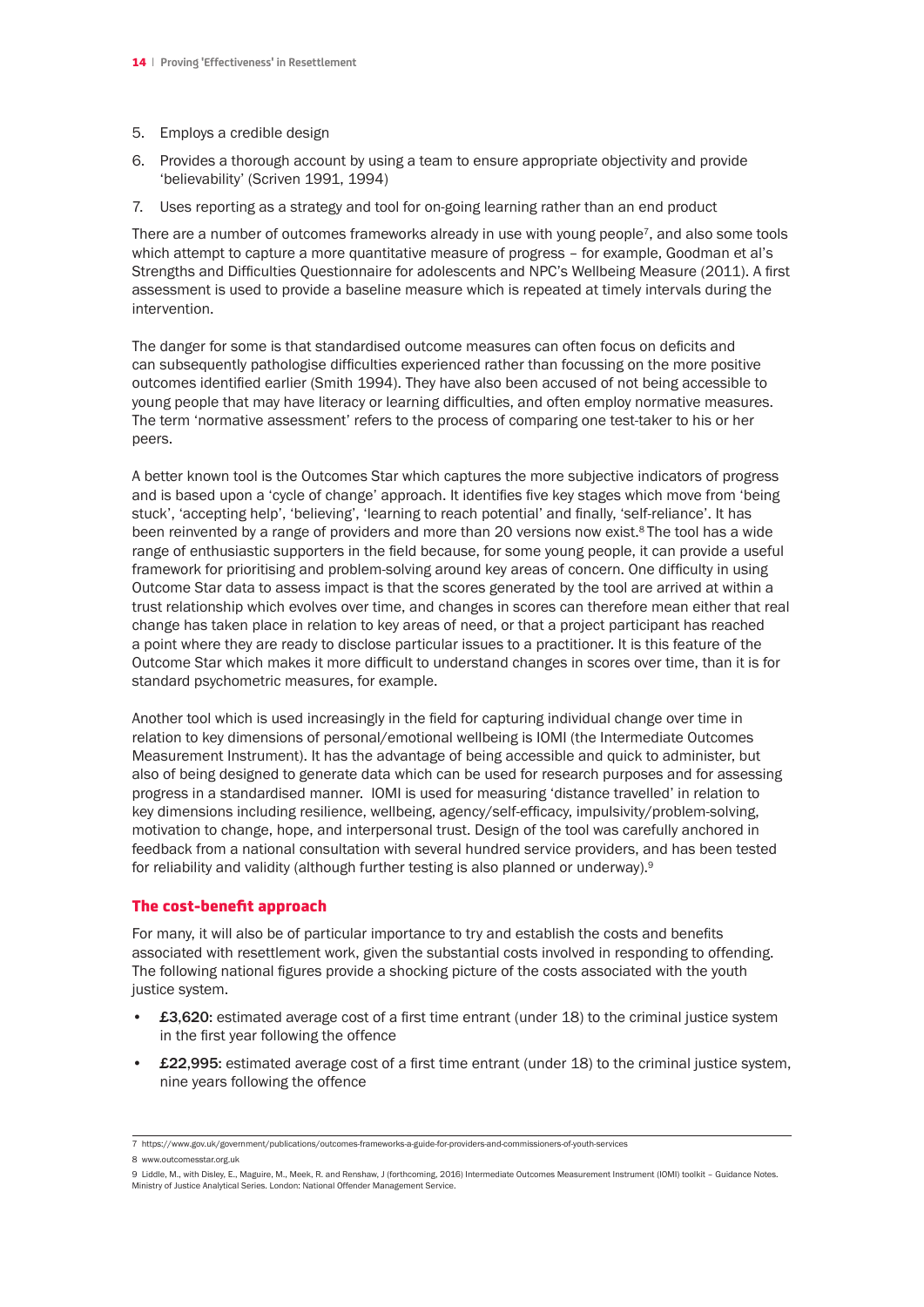5. Employs a credible design
6. Provides a thorough account by using a team to ensure appropriate objectivity and provide 'believability' (Scriven 1991, 1994)
7. Uses reporting as a strategy and tool for on-going learning rather than an end product

There are a number of outcomes frameworks already in use with young people[7], and also some tools which attempt to capture a more quantitative measure of progress – for example, Goodman et al's Strengths and Difficulties Questionnaire for adolescents and NPC's Wellbeing Measure (2011). A first assessment is used to provide a baseline measure which is repeated at timely intervals during the intervention.

The danger for some is that standardised outcome measures can often focus on deficits and can subsequently pathologise difficulties experienced rather than focussing on the more positive outcomes identified earlier (Smith 1994). They have also been accused of not being accessible to young people that may have literacy or learning difficulties, and often employ normative measures. The term 'normative assessment' refers to the process of comparing one test-taker to his or her peers.

A better known tool is the Outcomes Star which captures the more subjective indicators of progress and is based upon a 'cycle of change' approach. It identifies five key stages which move from 'being stuck', 'accepting help', 'believing', 'learning to reach potential' and finally, 'self-reliance'. It has been reinvented by a range of providers and more than 20 versions now exist.[8] The tool has a wide range of enthusiastic supporters in the field because, for some young people, it can provide a useful framework for prioritising and problem-solving around key areas of concern. One difficulty in using Outcome Star data to assess impact is that the scores generated by the tool are arrived at within a trust relationship which evolves over time, and changes in scores can therefore mean either that real change has taken place in relation to key areas of need, or that a project participant has reached a point where they are ready to disclose particular issues to a practitioner. It is this feature of the Outcome Star which makes it more difficult to understand changes in scores over time, than it is for standard psychometric measures, for example.

Another tool which is used increasingly in the field for capturing individual change over time in relation to key dimensions of personal/emotional wellbeing is IOMI (the Intermediate Outcomes Measurement Instrument). It has the advantage of being accessible and quick to administer, but also of being designed to generate data which can be used for research purposes and for assessing progress in a standardised manner. IOMI is used for measuring 'distance travelled' in relation to key dimensions including resilience, wellbeing, agency/self-efficacy, impulsivity/problem-solving, motivation to change, hope, and interpersonal trust. Design of the tool was carefully anchored in feedback from a national consultation with several hundred service providers, and has been tested for reliability and validity (although further testing is also planned or underway).[9]

### The cost-benefit approach

For many, it will also be of particular importance to try and establish the costs and benefits associated with resettlement work, given the substantial costs involved in responding to offending. The following national figures provide a shocking picture of the costs associated with the youth justice system.

- **£3,620:** estimated average cost of a first time entrant (under 18) to the criminal justice system in the first year following the offence
- **£22,995:** estimated average cost of a first time entrant (under 18) to the criminal justice system, nine years following the offence

---

7 https://www.gov.uk/government/publications/outcomes-frameworks-a-guide-for-providers-and-commissioners-of-youth-services

8 www.outcomesstar.org.uk

9 Liddle, M., with Disley, E., Maguire, M., Meek, R. and Renshaw, J (forthcoming, 2016) Intermediate Outcomes Measurement Instrument (IOMI) toolkit – Guidance Notes. Ministry of Justice Analytical Series. London: National Offender Management Service.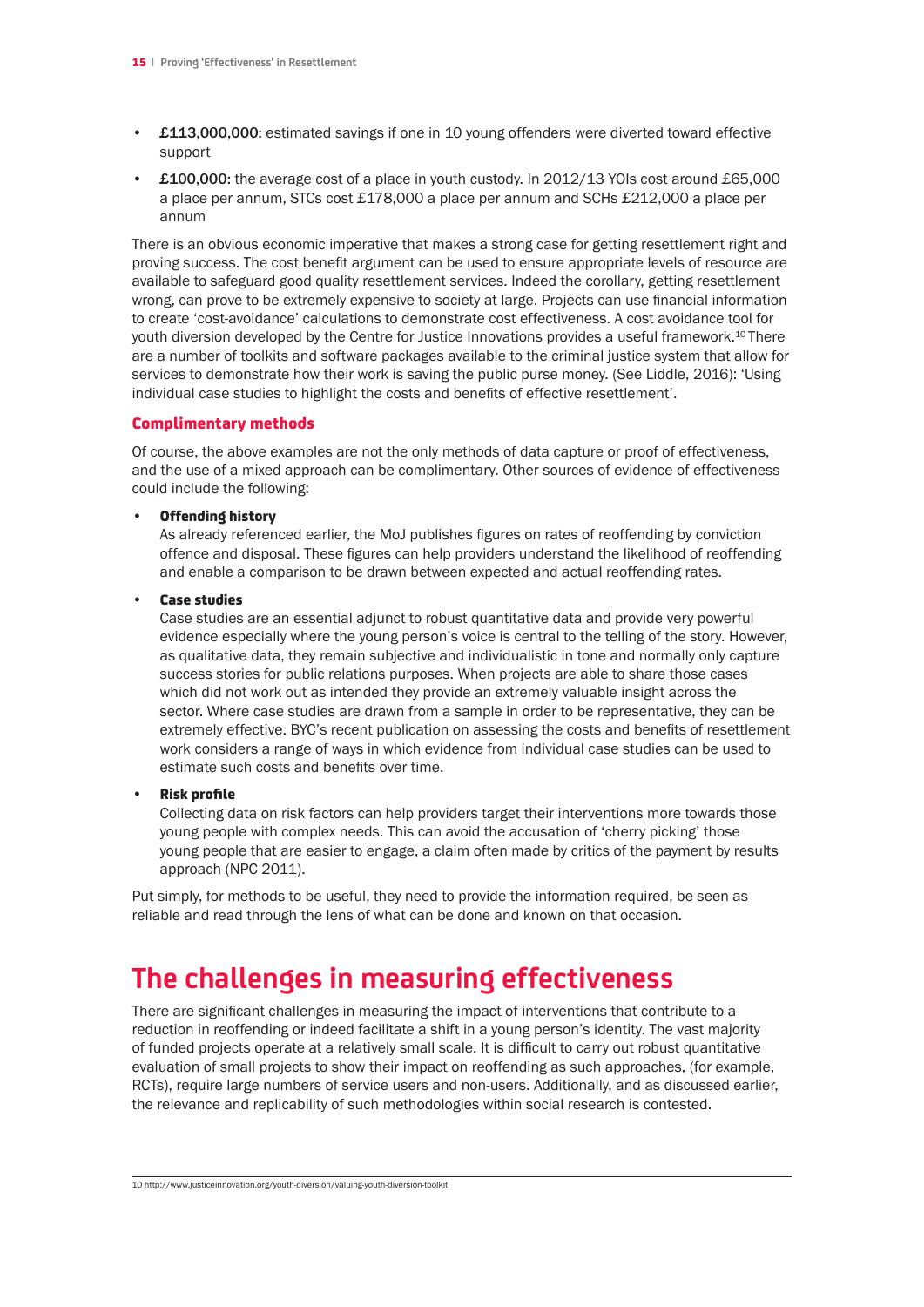- **£113,000,000**: estimated savings if one in 10 young offenders were diverted toward effective support
- **£100,000**: the average cost of a place in youth custody. In 2012/13 YOIs cost around £65,000 a place per annum, STCs cost £178,000 a place per annum and SCHs £212,000 a place per annum

There is an obvious economic imperative that makes a strong case for getting resettlement right and proving success. The cost benefit argument can be used to ensure appropriate levels of resource are available to safeguard good quality resettlement services. Indeed the corollary, getting resettlement wrong, can prove to be extremely expensive to society at large. Projects can use financial information to create 'cost-avoidance' calculations to demonstrate cost effectiveness. A cost avoidance tool for youth diversion developed by the Centre for Justice Innovations provides a useful framework.[10] There are a number of toolkits and software packages available to the criminal justice system that allow for services to demonstrate how their work is saving the public purse money. (See Liddle, 2016): 'Using individual case studies to highlight the costs and benefits of effective resettlement'.

### Complimentary methods

Of course, the above examples are not the only methods of data capture or proof of effectiveness, and the use of a mixed approach can be complimentary. Other sources of evidence of effectiveness could include the following:

- **Offending history**
  As already referenced earlier, the MoJ publishes figures on rates of reoffending by conviction offence and disposal. These figures can help providers understand the likelihood of reoffending and enable a comparison to be drawn between expected and actual reoffending rates.

- **Case studies**
  Case studies are an essential adjunct to robust quantitative data and provide very powerful evidence especially where the young person's voice is central to the telling of the story. However, as qualitative data, they remain subjective and individualistic in tone and normally only capture success stories for public relations purposes. When projects are able to share those cases which did not work out as intended they provide an extremely valuable insight across the sector. Where case studies are drawn from a sample in order to be representative, they can be extremely effective. BYC's recent publication on assessing the costs and benefits of resettlement work considers a range of ways in which evidence from individual case studies can be used to estimate such costs and benefits over time.

- **Risk profile**
  Collecting data on risk factors can help providers target their interventions more towards those young people with complex needs. This can avoid the accusation of 'cherry picking' those young people that are easier to engage, a claim often made by critics of the payment by results approach (NPC 2011).

Put simply, for methods to be useful, they need to provide the information required, be seen as reliable and read through the lens of what can be done and known on that occasion.

## The challenges in measuring effectiveness

There are significant challenges in measuring the impact of interventions that contribute to a reduction in reoffending or indeed facilitate a shift in a young person's identity. The vast majority of funded projects operate at a relatively small scale. It is difficult to carry out robust quantitative evaluation of small projects to show their impact on reoffending as such approaches, (for example, RCTs), require large numbers of service users and non-users. Additionally, and as discussed earlier, the relevance and replicability of such methodologies within social research is contested.

[10] http://www.justiceinnovation.org/youth-diversion/valuing-youth-diversion-toolkit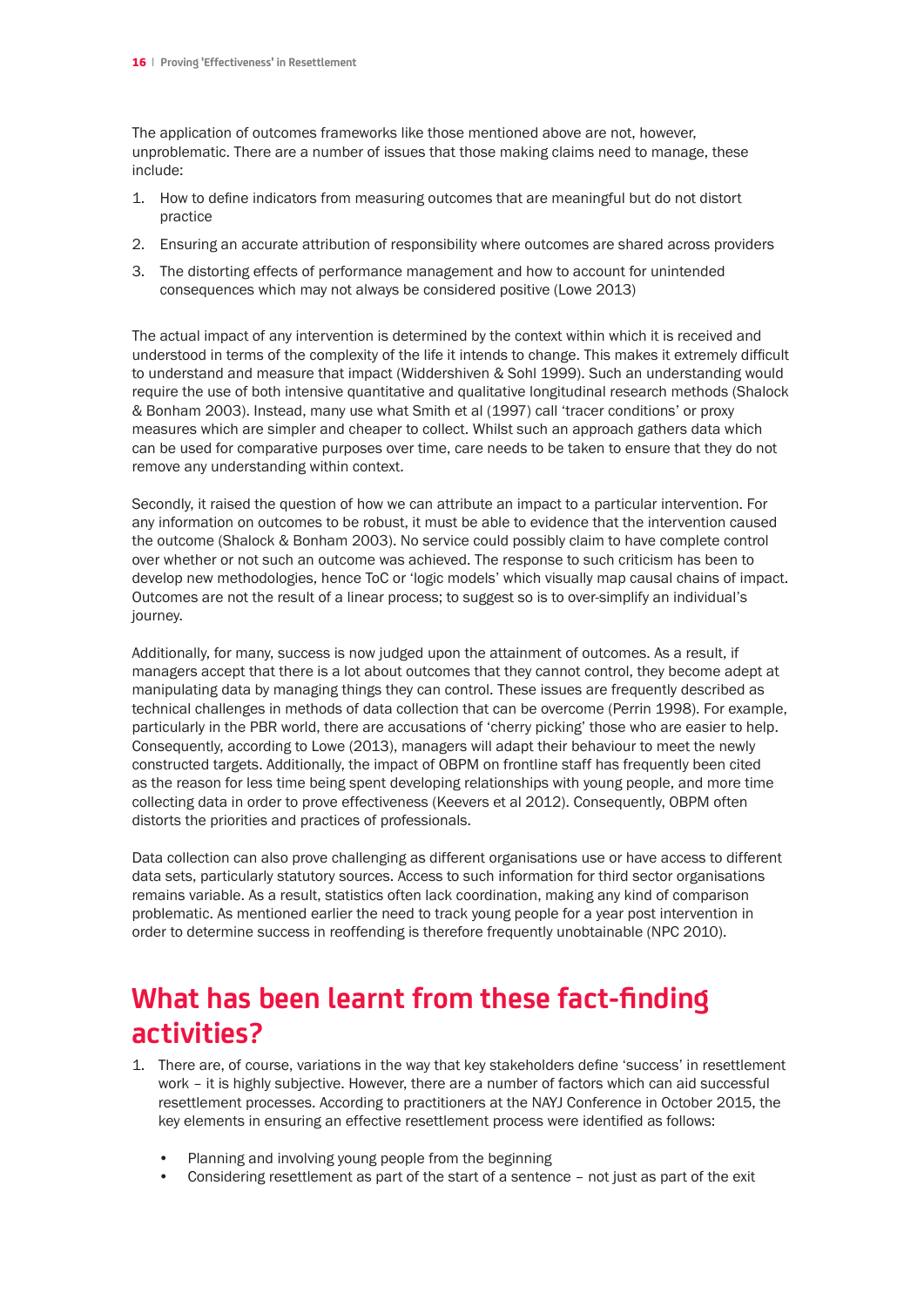The application of outcomes frameworks like those mentioned above are not, however, unproblematic. There are a number of issues that those making claims need to manage, these include:

1. How to define indicators from measuring outcomes that are meaningful but do not distort practice
2. Ensuring an accurate attribution of responsibility where outcomes are shared across providers
3. The distorting effects of performance management and how to account for unintended consequences which may not always be considered positive (Lowe 2013)

The actual impact of any intervention is determined by the context within which it is received and understood in terms of the complexity of the life it intends to change. This makes it extremely difficult to understand and measure that impact (Widdershiven & Sohl 1999). Such an understanding would require the use of both intensive quantitative and qualitative longitudinal research methods (Shalock & Bonham 2003). Instead, many use what Smith et al (1997) call 'tracer conditions' or proxy measures which are simpler and cheaper to collect. Whilst such an approach gathers data which can be used for comparative purposes over time, care needs to be taken to ensure that they do not remove any understanding within context.

Secondly, it raised the question of how we can attribute an impact to a particular intervention. For any information on outcomes to be robust, it must be able to evidence that the intervention caused the outcome (Shalock & Bonham 2003). No service could possibly claim to have complete control over whether or not such an outcome was achieved. The response to such criticism has been to develop new methodologies, hence ToC or 'logic models' which visually map causal chains of impact. Outcomes are not the result of a linear process; to suggest so is to over-simplify an individual's journey.

Additionally, for many, success is now judged upon the attainment of outcomes. As a result, if managers accept that there is a lot about outcomes that they cannot control, they become adept at manipulating data by managing things they can control. These issues are frequently described as technical challenges in methods of data collection that can be overcome (Perrin 1998). For example, particularly in the PBR world, there are accusations of 'cherry picking' those who are easier to help. Consequently, according to Lowe (2013), managers will adapt their behaviour to meet the newly constructed targets. Additionally, the impact of OBPM on frontline staff has frequently been cited as the reason for less time being spent developing relationships with young people, and more time collecting data in order to prove effectiveness (Keevers et al 2012). Consequently, OBPM often distorts the priorities and practices of professionals.

Data collection can also prove challenging as different organisations use or have access to different data sets, particularly statutory sources. Access to such information for third sector organisations remains variable. As a result, statistics often lack coordination, making any kind of comparison problematic. As mentioned earlier the need to track young people for a year post intervention in order to determine success in reoffending is therefore frequently unobtainable (NPC 2010).

## What has been learnt from these fact-finding activities?

1. There are, of course, variations in the way that key stakeholders define 'success' in resettlement work – it is highly subjective. However, there are a number of factors which can aid successful resettlement processes. According to practitioners at the NAYJ Conference in October 2015, the key elements in ensuring an effective resettlement process were identified as follows:

    - Planning and involving young people from the beginning
    - Considering resettlement as part of the start of a sentence – not just as part of the exit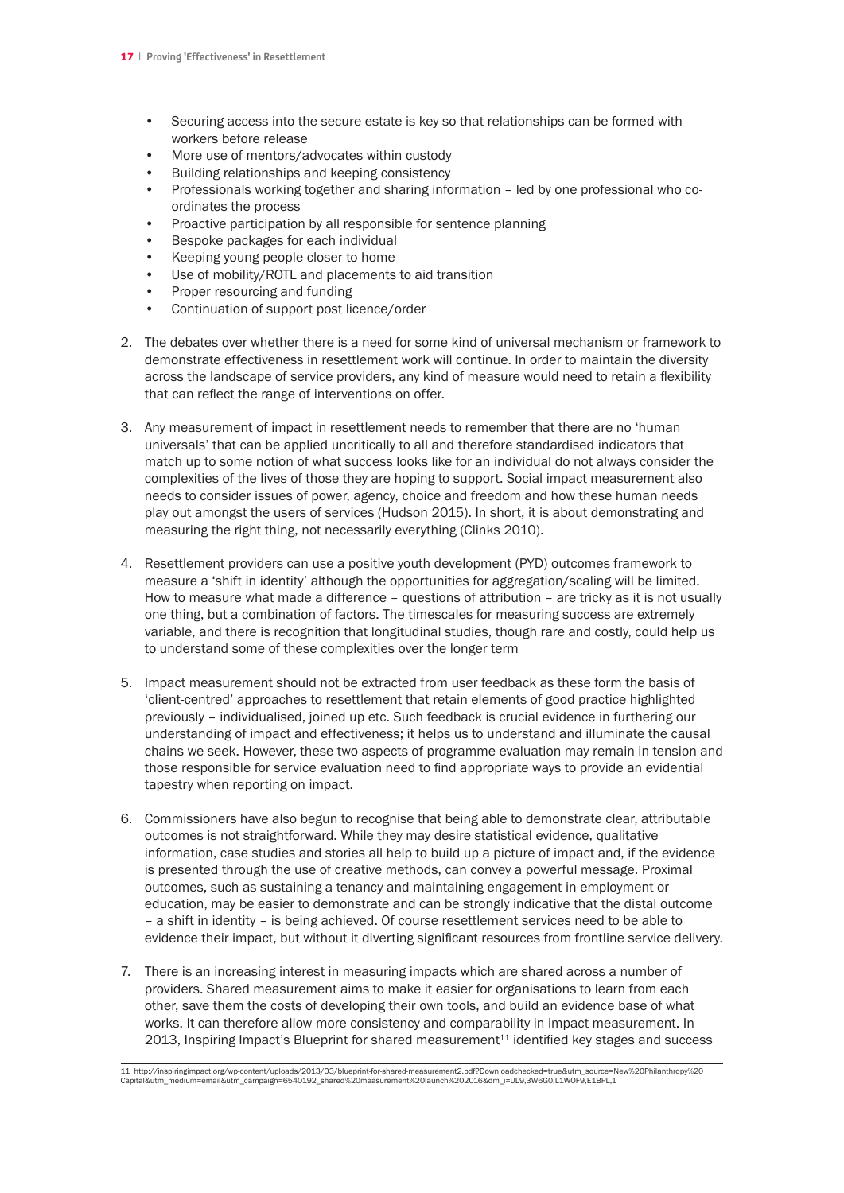- Securing access into the secure estate is key so that relationships can be formed with workers before release
- More use of mentors/advocates within custody
- Building relationships and keeping consistency
- Professionals working together and sharing information – led by one professional who co-ordinates the process
- Proactive participation by all responsible for sentence planning
- Bespoke packages for each individual
- Keeping young people closer to home
- Use of mobility/ROTL and placements to aid transition
- Proper resourcing and funding
- Continuation of support post licence/order

2. The debates over whether there is a need for some kind of universal mechanism or framework to demonstrate effectiveness in resettlement work will continue. In order to maintain the diversity across the landscape of service providers, any kind of measure would need to retain a flexibility that can reflect the range of interventions on offer.

3. Any measurement of impact in resettlement needs to remember that there are no 'human universals' that can be applied uncritically to all and therefore standardised indicators that match up to some notion of what success looks like for an individual do not always consider the complexities of the lives of those they are hoping to support. Social impact measurement also needs to consider issues of power, agency, choice and freedom and how these human needs play out amongst the users of services (Hudson 2015). In short, it is about demonstrating and measuring the right thing, not necessarily everything (Clinks 2010).

4. Resettlement providers can use a positive youth development (PYD) outcomes framework to measure a 'shift in identity' although the opportunities for aggregation/scaling will be limited. How to measure what made a difference – questions of attribution – are tricky as it is not usually one thing, but a combination of factors. The timescales for measuring success are extremely variable, and there is recognition that longitudinal studies, though rare and costly, could help us to understand some of these complexities over the longer term

5. Impact measurement should not be extracted from user feedback as these form the basis of 'client-centred' approaches to resettlement that retain elements of good practice highlighted previously – individualised, joined up etc. Such feedback is crucial evidence in furthering our understanding of impact and effectiveness; it helps us to understand and illuminate the causal chains we seek. However, these two aspects of programme evaluation may remain in tension and those responsible for service evaluation need to find appropriate ways to provide an evidential tapestry when reporting on impact.

6. Commissioners have also begun to recognise that being able to demonstrate clear, attributable outcomes is not straightforward. While they may desire statistical evidence, qualitative information, case studies and stories all help to build up a picture of impact and, if the evidence is presented through the use of creative methods, can convey a powerful message. Proximal outcomes, such as sustaining a tenancy and maintaining engagement in employment or education, may be easier to demonstrate and can be strongly indicative that the distal outcome – a shift in identity – is being achieved. Of course resettlement services need to be able to evidence their impact, but without it diverting significant resources from frontline service delivery.

7. There is an increasing interest in measuring impacts which are shared across a number of providers. Shared measurement aims to make it easier for organisations to learn from each other, save them the costs of developing their own tools, and build an evidence base of what works. It can therefore allow more consistency and comparability in impact measurement. In 2013, Inspiring Impact's Blueprint for shared measurement[11] identified key stages and success

11 http://inspiringimpact.org/wp-content/uploads/2013/03/blueprint-for-shared-measurement2.pdf?Downloadchecked=true&utm_source=New%20Philanthropy%20Capital&utm_medium=email&utm_campaign=6540192_shared%20measurement%20launch%202016&dm_i=UL9,3W6G0,L1WOF9,E1BPL,1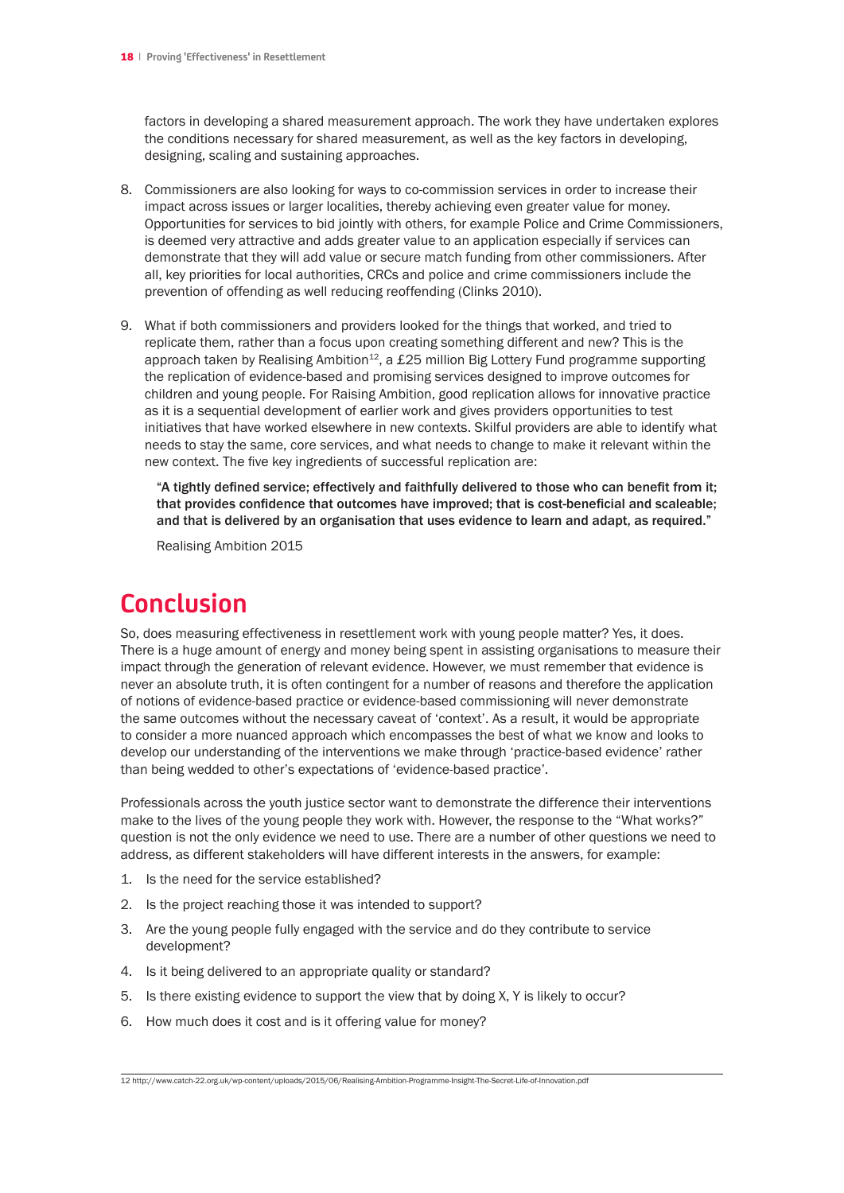factors in developing a shared measurement approach. The work they have undertaken explores the conditions necessary for shared measurement, as well as the key factors in developing, designing, scaling and sustaining approaches.

8. Commissioners are also looking for ways to co-commission services in order to increase their impact across issues or larger localities, thereby achieving even greater value for money. Opportunities for services to bid jointly with others, for example Police and Crime Commissioners, is deemed very attractive and adds greater value to an application especially if services can demonstrate that they will add value or secure match funding from other commissioners. After all, key priorities for local authorities, CRCs and police and crime commissioners include the prevention of offending as well reducing reoffending (Clinks 2010).

9. What if both commissioners and providers looked for the things that worked, and tried to replicate them, rather than a focus upon creating something different and new? This is the approach taken by Realising Ambition[12], a £25 million Big Lottery Fund programme supporting the replication of evidence-based and promising services designed to improve outcomes for children and young people. For Raising Ambition, good replication allows for innovative practice as it is a sequential development of earlier work and gives providers opportunities to test initiatives that have worked elsewhere in new contexts. Skilful providers are able to identify what needs to stay the same, core services, and what needs to change to make it relevant within the new context. The five key ingredients of successful replication are:

   **"A tightly defined service; effectively and faithfully delivered to those who can benefit from it; that provides confidence that outcomes have improved; that is cost-beneficial and scaleable; and that is delivered by an organisation that uses evidence to learn and adapt, as required."**

   Realising Ambition 2015

# Conclusion

So, does measuring effectiveness in resettlement work with young people matter? Yes, it does. There is a huge amount of energy and money being spent in assisting organisations to measure their impact through the generation of relevant evidence. However, we must remember that evidence is never an absolute truth, it is often contingent for a number of reasons and therefore the application of notions of evidence-based practice or evidence-based commissioning will never demonstrate the same outcomes without the necessary caveat of 'context'. As a result, it would be appropriate to consider a more nuanced approach which encompasses the best of what we know and looks to develop our understanding of the interventions we make through 'practice-based evidence' rather than being wedded to other's expectations of 'evidence-based practice'.

Professionals across the youth justice sector want to demonstrate the difference their interventions make to the lives of the young people they work with. However, the response to the "What works?" question is not the only evidence we need to use. There are a number of other questions we need to address, as different stakeholders will have different interests in the answers, for example:

1. Is the need for the service established?
2. Is the project reaching those it was intended to support?
3. Are the young people fully engaged with the service and do they contribute to service development?
4. Is it being delivered to an appropriate quality or standard?
5. Is there existing evidence to support the view that by doing X, Y is likely to occur?
6. How much does it cost and is it offering value for money?

12 http://www.catch-22.org.uk/wp-content/uploads/2015/06/Realising-Ambition-Programme-Insight-The-Secret-Life-of-Innovation.pdf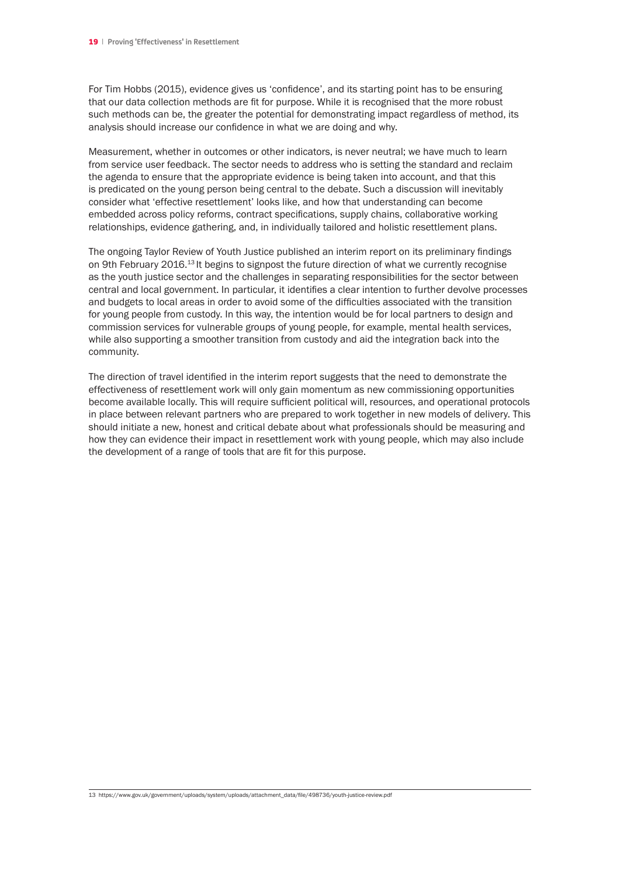For Tim Hobbs (2015), evidence gives us 'confidence', and its starting point has to be ensuring that our data collection methods are fit for purpose. While it is recognised that the more robust such methods can be, the greater the potential for demonstrating impact regardless of method, its analysis should increase our confidence in what we are doing and why.

Measurement, whether in outcomes or other indicators, is never neutral; we have much to learn from service user feedback. The sector needs to address who is setting the standard and reclaim the agenda to ensure that the appropriate evidence is being taken into account, and that this is predicated on the young person being central to the debate. Such a discussion will inevitably consider what 'effective resettlement' looks like, and how that understanding can become embedded across policy reforms, contract specifications, supply chains, collaborative working relationships, evidence gathering, and, in individually tailored and holistic resettlement plans.

The ongoing Taylor Review of Youth Justice published an interim report on its preliminary findings on 9th February 2016.[13] It begins to signpost the future direction of what we currently recognise as the youth justice sector and the challenges in separating responsibilities for the sector between central and local government. In particular, it identifies a clear intention to further devolve processes and budgets to local areas in order to avoid some of the difficulties associated with the transition for young people from custody. In this way, the intention would be for local partners to design and commission services for vulnerable groups of young people, for example, mental health services, while also supporting a smoother transition from custody and aid the integration back into the community.

The direction of travel identified in the interim report suggests that the need to demonstrate the effectiveness of resettlement work will only gain momentum as new commissioning opportunities become available locally. This will require sufficient political will, resources, and operational protocols in place between relevant partners who are prepared to work together in new models of delivery. This should initiate a new, honest and critical debate about what professionals should be measuring and how they can evidence their impact in resettlement work with young people, which may also include the development of a range of tools that are fit for this purpose.

---

13 https://www.gov.uk/government/uploads/system/uploads/attachment_data/file/498736/youth-justice-review.pdf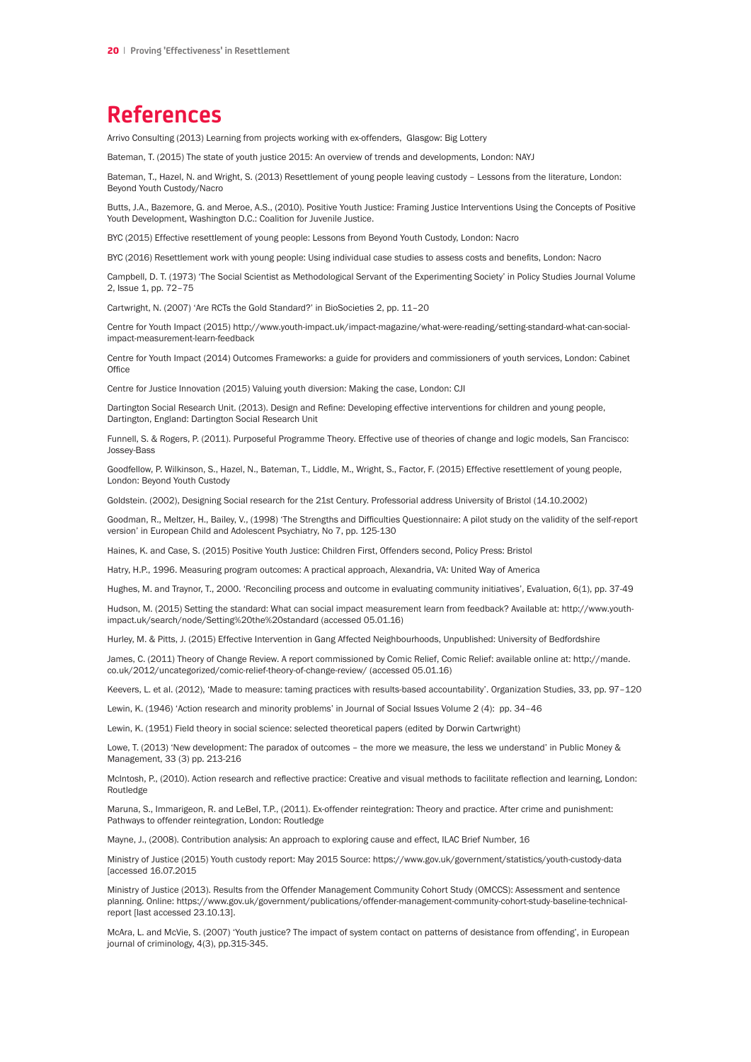# References

Arrivo Consulting (2013) Learning from projects working with ex-offenders,  Glasgow: Big Lottery

Bateman, T. (2015) The state of youth justice 2015: An overview of trends and developments, London: NAYJ

Bateman, T., Hazel, N. and Wright, S. (2013) Resettlement of young people leaving custody – Lessons from the literature, London: Beyond Youth Custody/Nacro

Butts, J.A., Bazemore, G. and Meroe, A.S., (2010). Positive Youth Justice: Framing Justice Interventions Using the Concepts of Positive Youth Development, Washington D.C.: Coalition for Juvenile Justice.

BYC (2015) Effective resettlement of young people: Lessons from Beyond Youth Custody, London: Nacro

BYC (2016) Resettlement work with young people: Using individual case studies to assess costs and benefits, London: Nacro

Campbell, D. T. (1973) 'The Social Scientist as Methodological Servant of the Experimenting Society' in Policy Studies Journal Volume 2, Issue 1, pp. 72–75

Cartwright, N. (2007) 'Are RCTs the Gold Standard?' in BioSocieties 2, pp. 11–20

Centre for Youth Impact (2015) http://www.youth-impact.uk/impact-magazine/what-were-reading/setting-standard-what-can-social-impact-measurement-learn-feedback

Centre for Youth Impact (2014) Outcomes Frameworks: a guide for providers and commissioners of youth services, London: Cabinet Office

Centre for Justice Innovation (2015) Valuing youth diversion: Making the case, London: CJI

Dartington Social Research Unit. (2013). Design and Refine: Developing effective interventions for children and young people, Dartington, England: Dartington Social Research Unit

Funnell, S. & Rogers, P. (2011). Purposeful Programme Theory. Effective use of theories of change and logic models, San Francisco: Jossey-Bass

Goodfellow, P. Wilkinson, S., Hazel, N., Bateman, T., Liddle, M., Wright, S., Factor, F. (2015) Effective resettlement of young people, London: Beyond Youth Custody

Goldstein. (2002), Designing Social research for the 21st Century. Professorial address University of Bristol (14.10.2002)

Goodman, R., Meltzer, H., Bailey, V., (1998) 'The Strengths and Difficulties Questionnaire: A pilot study on the validity of the self-report version' in European Child and Adolescent Psychiatry, No 7, pp. 125-130

Haines, K. and Case, S. (2015) Positive Youth Justice: Children First, Offenders second, Policy Press: Bristol

Hatry, H.P., 1996. Measuring program outcomes: A practical approach, Alexandria, VA: United Way of America

Hughes, M. and Traynor, T., 2000. 'Reconciling process and outcome in evaluating community initiatives', Evaluation, 6(1), pp. 37-49

Hudson, M. (2015) Setting the standard: What can social impact measurement learn from feedback? Available at: http://www.youth-impact.uk/search/node/Setting%20the%20standard (accessed 05.01.16)

Hurley, M. & Pitts, J. (2015) Effective Intervention in Gang Affected Neighbourhoods, Unpublished: University of Bedfordshire

James, C. (2011) Theory of Change Review. A report commissioned by Comic Relief, Comic Relief: available online at: http://mande.co.uk/2012/uncategorized/comic-relief-theory-of-change-review/ (accessed 05.01.16)

Keevers, L. et al. (2012), 'Made to measure: taming practices with results-based accountability'. Organization Studies, 33, pp. 97–120

Lewin, K. (1946) 'Action research and minority problems' in Journal of Social Issues Volume 2 (4):  pp. 34–46

Lewin, K. (1951) Field theory in social science: selected theoretical papers (edited by Dorwin Cartwright)

Lowe, T. (2013) 'New development: The paradox of outcomes – the more we measure, the less we understand' in Public Money & Management, 33 (3) pp. 213-216

McIntosh, P., (2010). Action research and reflective practice: Creative and visual methods to facilitate reflection and learning, London: Routledge

Maruna, S., Immarigeon, R. and LeBel, T.P., (2011). Ex-offender reintegration: Theory and practice. After crime and punishment: Pathways to offender reintegration, London: Routledge

Mayne, J., (2008). Contribution analysis: An approach to exploring cause and effect, ILAC Brief Number, 16

Ministry of Justice (2015) Youth custody report: May 2015 Source: https://www.gov.uk/government/statistics/youth-custody-data [accessed 16.07.2015

Ministry of Justice (2013). Results from the Offender Management Community Cohort Study (OMCCS): Assessment and sentence planning. Online: https://www.gov.uk/government/publications/offender-management-community-cohort-study-baseline-technical-report [last accessed 23.10.13].

McAra, L. and McVie, S. (2007) 'Youth justice? The impact of system contact on patterns of desistance from offending', in European journal of criminology, 4(3), pp.315-345.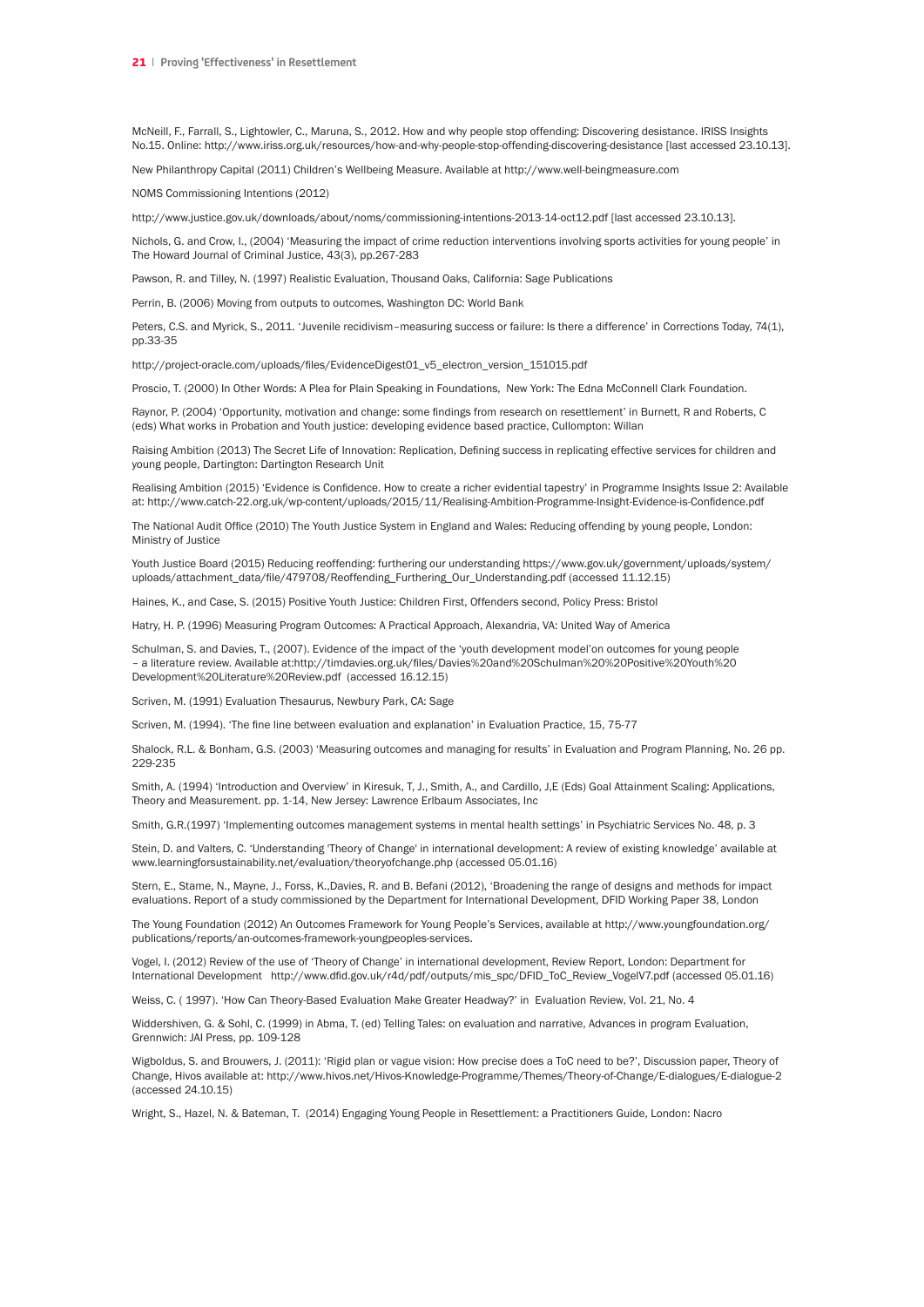McNeill, F., Farrall, S., Lightowler, C., Maruna, S., 2012. How and why people stop offending: Discovering desistance. IRISS Insights No.15. Online: http://www.iriss.org.uk/resources/how-and-why-people-stop-offending-discovering-desistance [last accessed 23.10.13].

New Philanthropy Capital (2011) Children's Wellbeing Measure. Available at http://www.well-beingmeasure.com

NOMS Commissioning Intentions (2012)

http://www.justice.gov.uk/downloads/about/noms/commissioning-intentions-2013-14-oct12.pdf [last accessed 23.10.13].

Nichols, G. and Crow, I., (2004) 'Measuring the impact of crime reduction interventions involving sports activities for young people' in The Howard Journal of Criminal Justice, 43(3), pp.267-283

Pawson, R. and Tilley, N. (1997) Realistic Evaluation, Thousand Oaks, California: Sage Publications

Perrin, B. (2006) Moving from outputs to outcomes, Washington DC: World Bank

Peters, C.S. and Myrick, S., 2011. 'Juvenile recidivism–measuring success or failure: Is there a difference' in Corrections Today, 74(1), pp.33-35

http://project-oracle.com/uploads/files/EvidenceDigest01_v5_electron_version_151015.pdf

Proscio, T. (2000) In Other Words: A Plea for Plain Speaking in Foundations, New York: The Edna McConnell Clark Foundation.

Raynor, P. (2004) 'Opportunity, motivation and change: some findings from research on resettlement' in Burnett, R and Roberts, C (eds) What works in Probation and Youth justice: developing evidence based practice, Cullompton: Willan

Raising Ambition (2013) The Secret Life of Innovation: Replication, Defining success in replicating effective services for children and young people, Dartington: Dartington Research Unit

Realising Ambition (2015) 'Evidence is Confidence. How to create a richer evidential tapestry' in Programme Insights Issue 2: Available at: http://www.catch-22.org.uk/wp-content/uploads/2015/11/Realising-Ambition-Programme-Insight-Evidence-is-Confidence.pdf

The National Audit Office (2010) The Youth Justice System in England and Wales: Reducing offending by young people, London: Ministry of Justice

Youth Justice Board (2015) Reducing reoffending: furthering our understanding https://www.gov.uk/government/uploads/system/uploads/attachment_data/file/479708/Reoffending_Furthering_Our_Understanding.pdf (accessed 11.12.15)

Haines, K., and Case, S. (2015) Positive Youth Justice: Children First, Offenders second, Policy Press: Bristol

Hatry, H. P. (1996) Measuring Program Outcomes: A Practical Approach, Alexandria, VA: United Way of America

Schulman, S. and Davies, T., (2007). Evidence of the impact of the 'youth development model'on outcomes for young people – a literature review. Available at:http://timdavies.org.uk/files/Davies%20and%20Schulman%20%20Positive%20Youth%20Development%20Literature%20Review.pdf (accessed 16.12.15)

Scriven, M. (1991) Evaluation Thesaurus, Newbury Park, CA: Sage

Scriven, M. (1994). 'The fine line between evaluation and explanation' in Evaluation Practice, 15, 75-77

Shalock, R.L. & Bonham, G.S. (2003) 'Measuring outcomes and managing for results' in Evaluation and Program Planning, No. 26 pp. 229-235

Smith, A. (1994) 'Introduction and Overview' in Kiresuk, T, J., Smith, A., and Cardillo, J,E (Eds) Goal Attainment Scaling: Applications, Theory and Measurement. pp. 1-14, New Jersey: Lawrence Erlbaum Associates, Inc

Smith, G.R.(1997) 'Implementing outcomes management systems in mental health settings' in Psychiatric Services No. 48, p. 3

Stein, D. and Valters, C. 'Understanding 'Theory of Change' in international development: A review of existing knowledge' available at www.learningforsustainability.net/evaluation/theoryofchange.php (accessed 05.01.16)

Stern, E., Stame, N., Mayne, J., Forss, K.,Davies, R. and B. Befani (2012), 'Broadening the range of designs and methods for impact evaluations. Report of a study commissioned by the Department for International Development, DFID Working Paper 38, London

The Young Foundation (2012) An Outcomes Framework for Young People's Services, available at http://www.youngfoundation.org/publications/reports/an-outcomes-framework-youngpeoples-services.

Vogel, I. (2012) Review of the use of 'Theory of Change' in international development, Review Report, London: Department for International Development http://www.dfid.gov.uk/r4d/pdf/outputs/mis_spc/DFID_ToC_Review_VogelV7.pdf (accessed 05.01.16)

Weiss, C. ( 1997). 'How Can Theory-Based Evaluation Make Greater Headway?' in Evaluation Review, Vol. 21, No. 4

Widdershiven, G. & Sohl, C. (1999) in Abma, T. (ed) Telling Tales: on evaluation and narrative, Advances in program Evaluation, Grennwich: JAI Press, pp. 109-128

Wigboldus, S. and Brouwers, J. (2011): 'Rigid plan or vague vision: How precise does a ToC need to be?', Discussion paper, Theory of Change, Hivos available at: http://www.hivos.net/Hivos-Knowledge-Programme/Themes/Theory-of-Change/E-dialogues/E-dialogue-2 (accessed 24.10.15)

Wright, S., Hazel, N. & Bateman, T. (2014) Engaging Young People in Resettlement: a Practitioners Guide, London: Nacro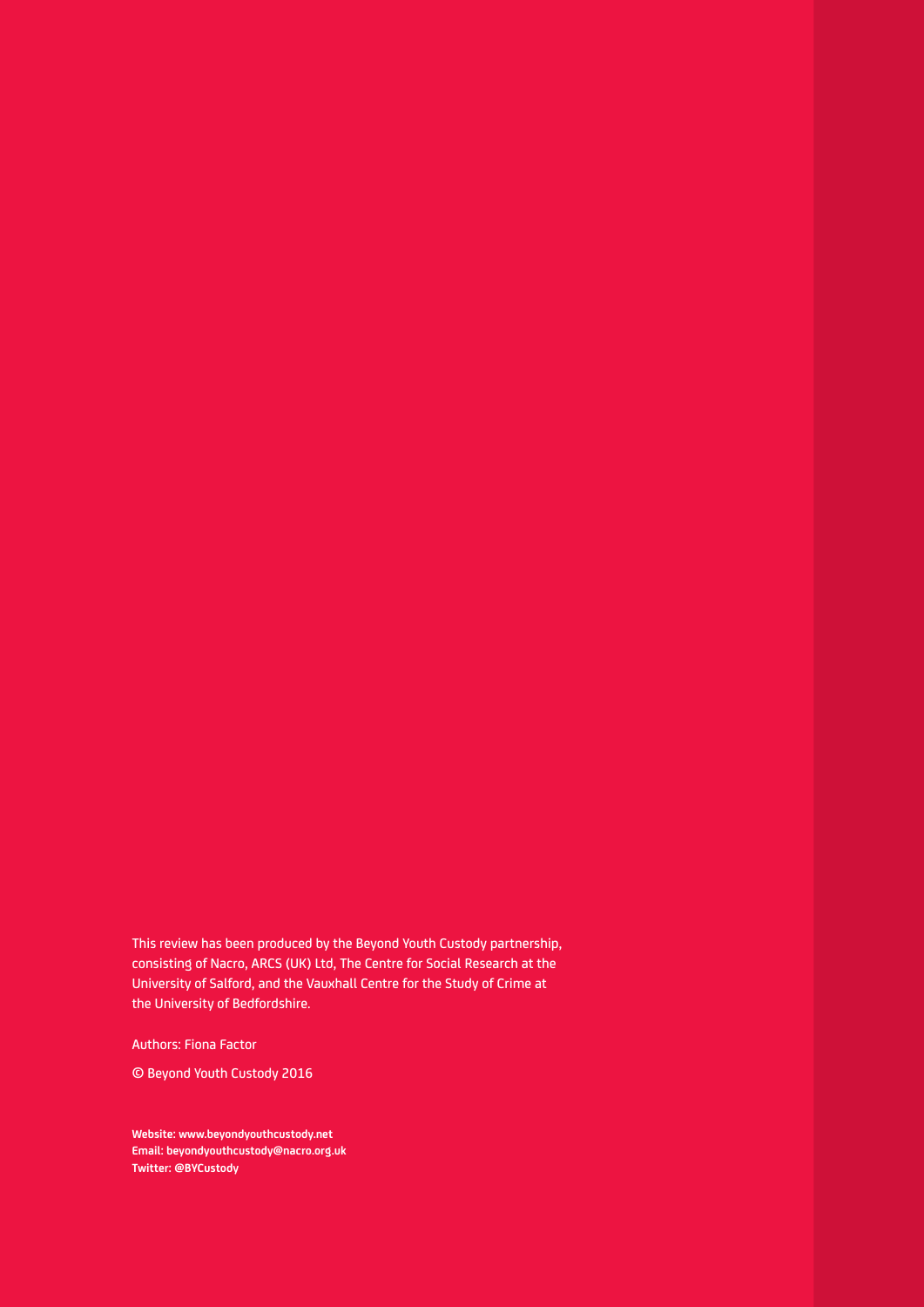This review has been produced by the Beyond Youth Custody partnership, consisting of Nacro, ARCS (UK) Ltd, The Centre for Social Research at the University of Salford, and the Vauxhall Centre for the Study of Crime at the University of Bedfordshire.

Authors: Fiona Factor

© Beyond Youth Custody 2016

**Website: www.beyondyouthcustody.net**
**Email: beyondyouthcustody@nacro.org.uk**
**Twitter: @BYCustody**